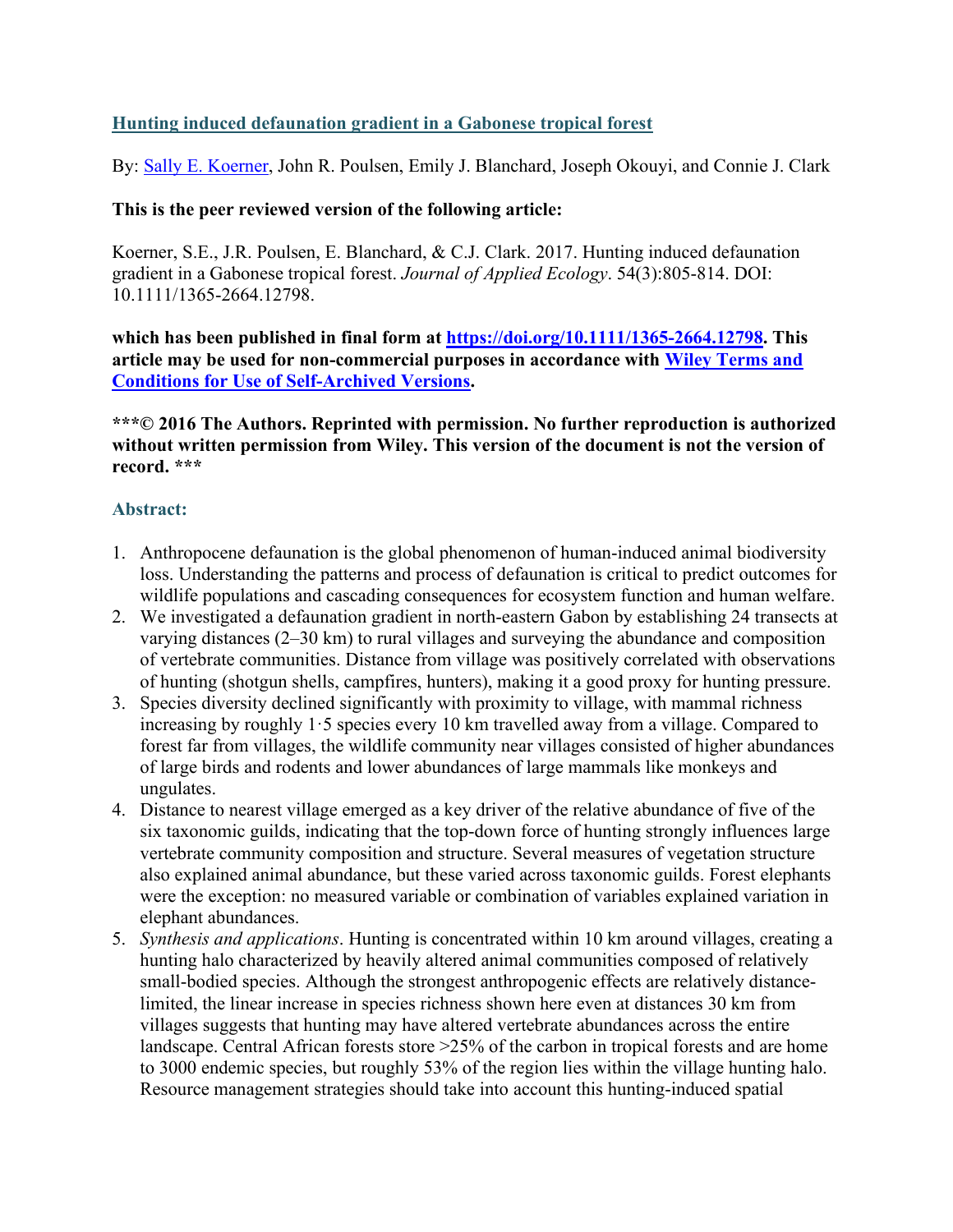# Hunting induced defaunation gradient in a Gabonese tropical forest

By: Sally E. Koerner, John R. Poulsen, Emily J. Blanchard, Joseph Okouyi, and Connie J. Clark

**This is the peer reviewed version of the following article:**

Koerner, S.E., J.R. Poulsen, E. Blanchard, & C.J. Clark. 2017. Hunting induced defaunation gradient in a Gabonese tropical forest. *Journal of Applied Ecology*. 54(3):805-814. DOI: 10.1111/1365-2664.12798.

**which has been published in final form at https://doi.org/10.1111/1365-2664.12798. This article may be used for non-commercial purposes in accordance with Wiley Terms and Conditions for Use of Self-Archived Versions.**

**\*\*\*© 2016 The Authors. Reprinted with permission. No further reproduction is authorized without written permission from Wiley. This version of the document is not the version of record. \*\*\***

## Abstract:

1. Anthropocene defaunation is the global phenomenon of human-induced animal biodiversity loss. Understanding the patterns and process of defaunation is critical to predict outcomes for wildlife populations and cascading consequences for ecosystem function and human welfare.
2. We investigated a defaunation gradient in north-eastern Gabon by establishing 24 transects at varying distances (2–30 km) to rural villages and surveying the abundance and composition of vertebrate communities. Distance from village was positively correlated with observations of hunting (shotgun shells, campfires, hunters), making it a good proxy for hunting pressure.
3. Species diversity declined significantly with proximity to village, with mammal richness increasing by roughly 1·5 species every 10 km travelled away from a village. Compared to forest far from villages, the wildlife community near villages consisted of higher abundances of large birds and rodents and lower abundances of large mammals like monkeys and ungulates.
4. Distance to nearest village emerged as a key driver of the relative abundance of five of the six taxonomic guilds, indicating that the top-down force of hunting strongly influences large vertebrate community composition and structure. Several measures of vegetation structure also explained animal abundance, but these varied across taxonomic guilds. Forest elephants were the exception: no measured variable or combination of variables explained variation in elephant abundances.
5. *Synthesis and applications*. Hunting is concentrated within 10 km around villages, creating a hunting halo characterized by heavily altered animal communities composed of relatively small-bodied species. Although the strongest anthropogenic effects are relatively distance-limited, the linear increase in species richness shown here even at distances 30 km from villages suggests that hunting may have altered vertebrate abundances across the entire landscape. Central African forests store >25% of the carbon in tropical forests and are home to 3000 endemic species, but roughly 53% of the region lies within the village hunting halo. Resource management strategies should take into account this hunting-induced spatial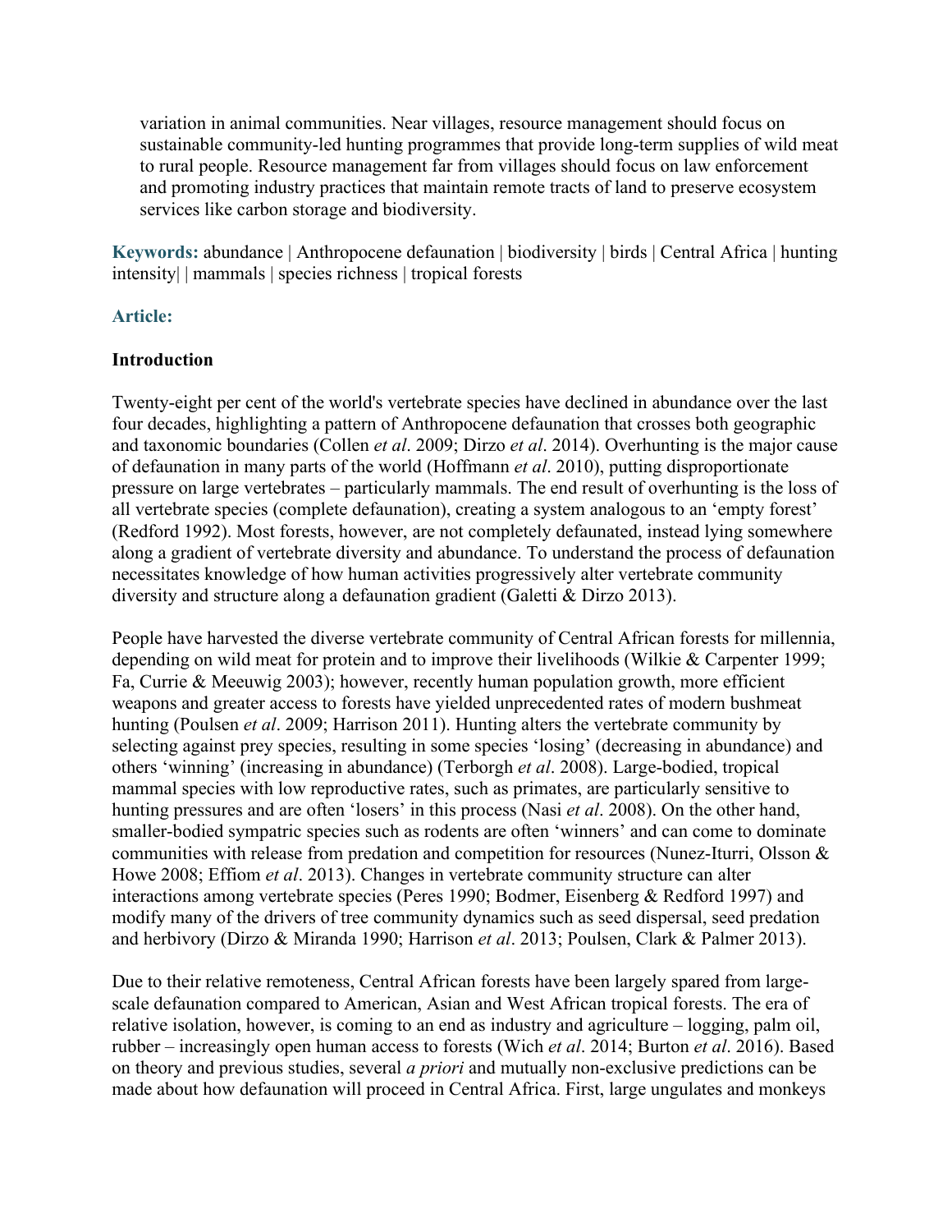variation in animal communities. Near villages, resource management should focus on sustainable community-led hunting programmes that provide long-term supplies of wild meat to rural people. Resource management far from villages should focus on law enforcement and promoting industry practices that maintain remote tracts of land to preserve ecosystem services like carbon storage and biodiversity.

**Keywords:** abundance | Anthropocene defaunation | biodiversity | birds | Central Africa | hunting intensity| | mammals | species richness | tropical forests

**Article:**

**Introduction**

Twenty-eight per cent of the world's vertebrate species have declined in abundance over the last four decades, highlighting a pattern of Anthropocene defaunation that crosses both geographic and taxonomic boundaries (Collen *et al*. 2009; Dirzo *et al*. 2014). Overhunting is the major cause of defaunation in many parts of the world (Hoffmann *et al*. 2010), putting disproportionate pressure on large vertebrates – particularly mammals. The end result of overhunting is the loss of all vertebrate species (complete defaunation), creating a system analogous to an 'empty forest' (Redford 1992). Most forests, however, are not completely defaunated, instead lying somewhere along a gradient of vertebrate diversity and abundance. To understand the process of defaunation necessitates knowledge of how human activities progressively alter vertebrate community diversity and structure along a defaunation gradient (Galetti & Dirzo 2013).

People have harvested the diverse vertebrate community of Central African forests for millennia, depending on wild meat for protein and to improve their livelihoods (Wilkie & Carpenter 1999; Fa, Currie & Meeuwig 2003); however, recently human population growth, more efficient weapons and greater access to forests have yielded unprecedented rates of modern bushmeat hunting (Poulsen *et al*. 2009; Harrison 2011). Hunting alters the vertebrate community by selecting against prey species, resulting in some species 'losing' (decreasing in abundance) and others 'winning' (increasing in abundance) (Terborgh *et al*. 2008). Large-bodied, tropical mammal species with low reproductive rates, such as primates, are particularly sensitive to hunting pressures and are often 'losers' in this process (Nasi *et al*. 2008). On the other hand, smaller-bodied sympatric species such as rodents are often 'winners' and can come to dominate communities with release from predation and competition for resources (Nunez-Iturri, Olsson & Howe 2008; Effiom *et al*. 2013). Changes in vertebrate community structure can alter interactions among vertebrate species (Peres 1990; Bodmer, Eisenberg & Redford 1997) and modify many of the drivers of tree community dynamics such as seed dispersal, seed predation and herbivory (Dirzo & Miranda 1990; Harrison *et al*. 2013; Poulsen, Clark & Palmer 2013).

Due to their relative remoteness, Central African forests have been largely spared from large-scale defaunation compared to American, Asian and West African tropical forests. The era of relative isolation, however, is coming to an end as industry and agriculture – logging, palm oil, rubber – increasingly open human access to forests (Wich *et al*. 2014; Burton *et al*. 2016). Based on theory and previous studies, several *a priori* and mutually non-exclusive predictions can be made about how defaunation will proceed in Central Africa. First, large ungulates and monkeys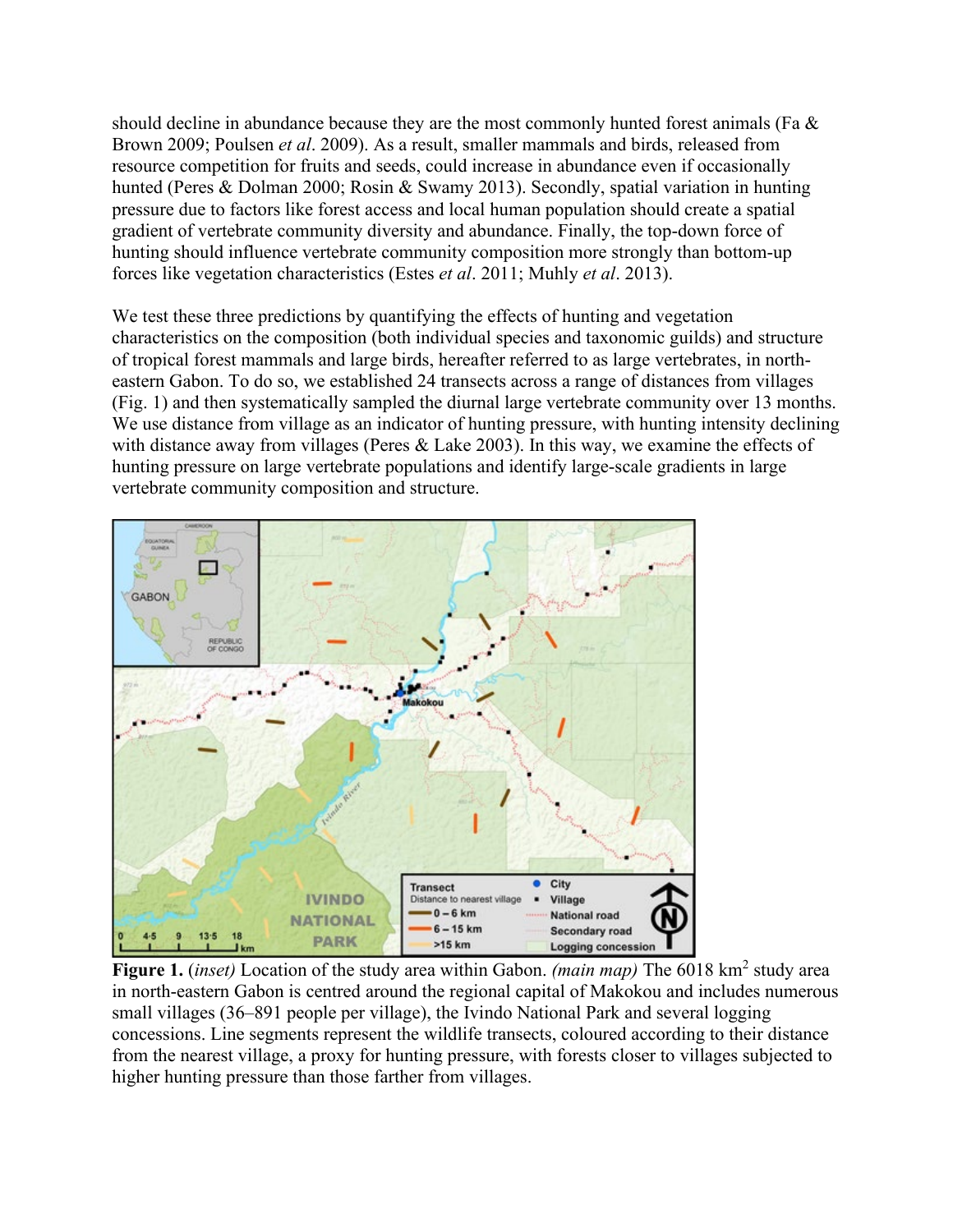should decline in abundance because they are the most commonly hunted forest animals (Fa & Brown 2009; Poulsen *et al*. 2009). As a result, smaller mammals and birds, released from resource competition for fruits and seeds, could increase in abundance even if occasionally hunted (Peres & Dolman 2000; Rosin & Swamy 2013). Secondly, spatial variation in hunting pressure due to factors like forest access and local human population should create a spatial gradient of vertebrate community diversity and abundance. Finally, the top-down force of hunting should influence vertebrate community composition more strongly than bottom-up forces like vegetation characteristics (Estes *et al*. 2011; Muhly *et al*. 2013).

We test these three predictions by quantifying the effects of hunting and vegetation characteristics on the composition (both individual species and taxonomic guilds) and structure of tropical forest mammals and large birds, hereafter referred to as large vertebrates, in north-eastern Gabon. To do so, we established 24 transects across a range of distances from villages (Fig. 1) and then systematically sampled the diurnal large vertebrate community over 13 months. We use distance from village as an indicator of hunting pressure, with hunting intensity declining with distance away from villages (Peres & Lake 2003). In this way, we examine the effects of hunting pressure on large vertebrate populations and identify large-scale gradients in large vertebrate community composition and structure.

**Figure 1.** (*inset*) Location of the study area within Gabon. *(main map)* The 6018 km$^2$ study area in north-eastern Gabon is centred around the regional capital of Makokou and includes numerous small villages (36–891 people per village), the Ivindo National Park and several logging concessions. Line segments represent the wildlife transects, coloured according to their distance from the nearest village, a proxy for hunting pressure, with forests closer to villages subjected to higher hunting pressure than those farther from villages.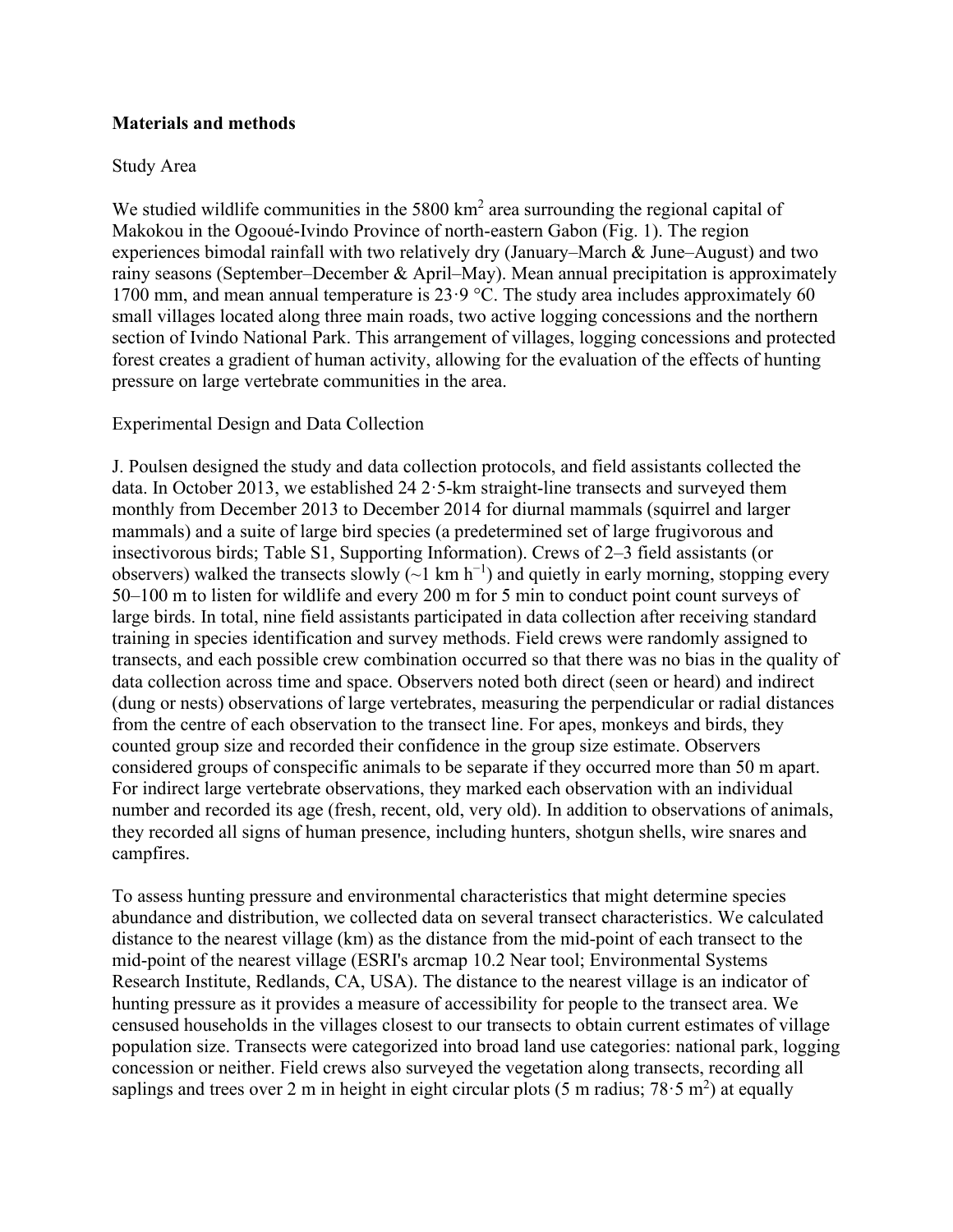**Materials and methods**

Study Area

We studied wildlife communities in the 5800 $km^2$ area surrounding the regional capital of Makokou in the Ogooué-Ivindo Province of north-eastern Gabon (Fig. 1). The region experiences bimodal rainfall with two relatively dry (January–March & June–August) and two rainy seasons (September–December & April–May). Mean annual precipitation is approximately 1700 mm, and mean annual temperature is 23·9 °C. The study area includes approximately 60 small villages located along three main roads, two active logging concessions and the northern section of Ivindo National Park. This arrangement of villages, logging concessions and protected forest creates a gradient of human activity, allowing for the evaluation of the effects of hunting pressure on large vertebrate communities in the area.

Experimental Design and Data Collection

J. Poulsen designed the study and data collection protocols, and field assistants collected the data. In October 2013, we established 24 2·5-km straight-line transects and surveyed them monthly from December 2013 to December 2014 for diurnal mammals (squirrel and larger mammals) and a suite of large bird species (a predetermined set of large frugivorous and insectivorous birds; Table S1, Supporting Information). Crews of 2–3 field assistants (or observers) walked the transects slowly (~1 km $h^{-1}$) and quietly in early morning, stopping every 50–100 m to listen for wildlife and every 200 m for 5 min to conduct point count surveys of large birds. In total, nine field assistants participated in data collection after receiving standard training in species identification and survey methods. Field crews were randomly assigned to transects, and each possible crew combination occurred so that there was no bias in the quality of data collection across time and space. Observers noted both direct (seen or heard) and indirect (dung or nests) observations of large vertebrates, measuring the perpendicular or radial distances from the centre of each observation to the transect line. For apes, monkeys and birds, they counted group size and recorded their confidence in the group size estimate. Observers considered groups of conspecific animals to be separate if they occurred more than 50 m apart. For indirect large vertebrate observations, they marked each observation with an individual number and recorded its age (fresh, recent, old, very old). In addition to observations of animals, they recorded all signs of human presence, including hunters, shotgun shells, wire snares and campfires.

To assess hunting pressure and environmental characteristics that might determine species abundance and distribution, we collected data on several transect characteristics. We calculated distance to the nearest village (km) as the distance from the mid-point of each transect to the mid-point of the nearest village (ESRI's arcmap 10.2 Near tool; Environmental Systems Research Institute, Redlands, CA, USA). The distance to the nearest village is an indicator of hunting pressure as it provides a measure of accessibility for people to the transect area. We censused households in the villages closest to our transects to obtain current estimates of village population size. Transects were categorized into broad land use categories: national park, logging concession or neither. Field crews also surveyed the vegetation along transects, recording all saplings and trees over 2 m in height in eight circular plots (5 m radius; 78·5 $m^2$) at equally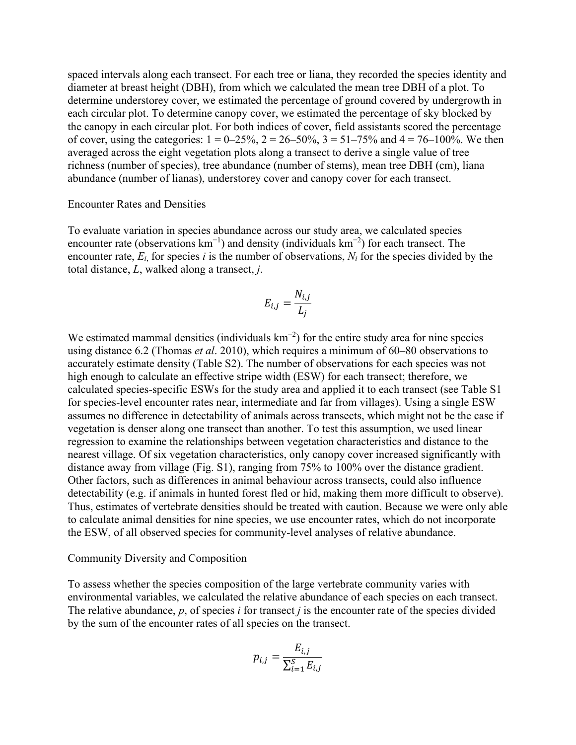spaced intervals along each transect. For each tree or liana, they recorded the species identity and diameter at breast height (DBH), from which we calculated the mean tree DBH of a plot. To determine understorey cover, we estimated the percentage of ground covered by undergrowth in each circular plot. To determine canopy cover, we estimated the percentage of sky blocked by the canopy in each circular plot. For both indices of cover, field assistants scored the percentage of cover, using the categories: 1 = 0–25%, 2 = 26–50%, 3 = 51–75% and 4 = 76–100%. We then averaged across the eight vegetation plots along a transect to derive a single value of tree richness (number of species), tree abundance (number of stems), mean tree DBH (cm), liana abundance (number of lianas), understorey cover and canopy cover for each transect.

## Encounter Rates and Densities

To evaluate variation in species abundance across our study area, we calculated species encounter rate (observations km$^{-1}$) and density (individuals km$^{-2}$) for each transect. The encounter rate, $E_i$, for species *i* is the number of observations, $N_i$ for the species divided by the total distance, *L*, walked along a transect, *j*.

$$E_{i,j} = \frac{N_{i,j}}{L_j}$$

We estimated mammal densities (individuals km$^{-2}$) for the entire study area for nine species using distance 6.2 (Thomas *et al*. 2010), which requires a minimum of 60–80 observations to accurately estimate density (Table S2). The number of observations for each species was not high enough to calculate an effective stripe width (ESW) for each transect; therefore, we calculated species-specific ESWs for the study area and applied it to each transect (see Table S1 for species-level encounter rates near, intermediate and far from villages). Using a single ESW assumes no difference in detectability of animals across transects, which might not be the case if vegetation is denser along one transect than another. To test this assumption, we used linear regression to examine the relationships between vegetation characteristics and distance to the nearest village. Of six vegetation characteristics, only canopy cover increased significantly with distance away from village (Fig. S1), ranging from 75% to 100% over the distance gradient. Other factors, such as differences in animal behaviour across transects, could also influence detectability (e.g. if animals in hunted forest fled or hid, making them more difficult to observe). Thus, estimates of vertebrate densities should be treated with caution. Because we were only able to calculate animal densities for nine species, we use encounter rates, which do not incorporate the ESW, of all observed species for community-level analyses of relative abundance.

## Community Diversity and Composition

To assess whether the species composition of the large vertebrate community varies with environmental variables, we calculated the relative abundance of each species on each transect. The relative abundance, *p*, of species *i* for transect *j* is the encounter rate of the species divided by the sum of the encounter rates of all species on the transect.

$$p_{i,j} = \frac{E_{i,j}}{\sum_{i=1}^{S} E_{i,j}}$$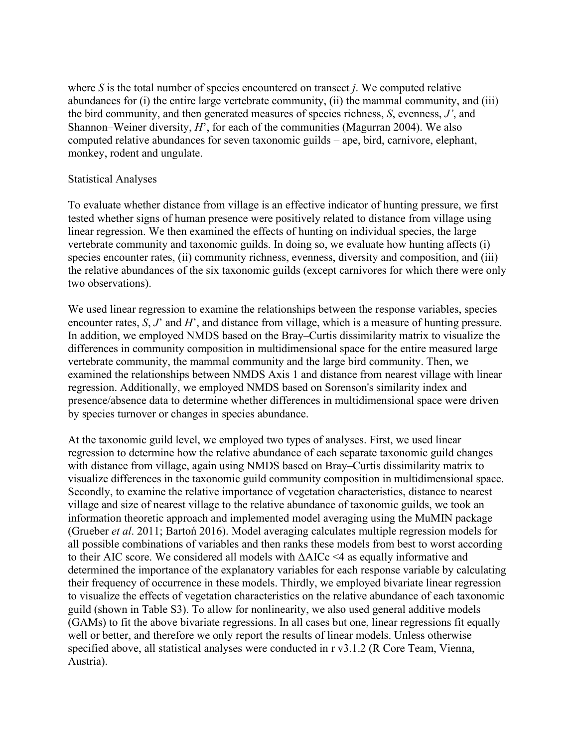where $S$ is the total number of species encountered on transect $j$. We computed relative abundances for (i) the entire large vertebrate community, (ii) the mammal community, and (iii) the bird community, and then generated measures of species richness, $S$, evenness, $J'$, and Shannon–Weiner diversity, $H'$, for each of the communities (Magurran 2004). We also computed relative abundances for seven taxonomic guilds – ape, bird, carnivore, elephant, monkey, rodent and ungulate.

## Statistical Analyses

To evaluate whether distance from village is an effective indicator of hunting pressure, we first tested whether signs of human presence were positively related to distance from village using linear regression. We then examined the effects of hunting on individual species, the large vertebrate community and taxonomic guilds. In doing so, we evaluate how hunting affects (i) species encounter rates, (ii) community richness, evenness, diversity and composition, and (iii) the relative abundances of the six taxonomic guilds (except carnivores for which there were only two observations).

We used linear regression to examine the relationships between the response variables, species encounter rates, $S$, $J'$ and $H'$, and distance from village, which is a measure of hunting pressure. In addition, we employed NMDS based on the Bray–Curtis dissimilarity matrix to visualize the differences in community composition in multidimensional space for the entire measured large vertebrate community, the mammal community and the large bird community. Then, we examined the relationships between NMDS Axis 1 and distance from nearest village with linear regression. Additionally, we employed NMDS based on Sorenson's similarity index and presence/absence data to determine whether differences in multidimensional space were driven by species turnover or changes in species abundance.

At the taxonomic guild level, we employed two types of analyses. First, we used linear regression to determine how the relative abundance of each separate taxonomic guild changes with distance from village, again using NMDS based on Bray–Curtis dissimilarity matrix to visualize differences in the taxonomic guild community composition in multidimensional space. Secondly, to examine the relative importance of vegetation characteristics, distance to nearest village and size of nearest village to the relative abundance of taxonomic guilds, we took an information theoretic approach and implemented model averaging using the MuMIN package (Grueber *et al*. 2011; Bartoń 2016). Model averaging calculates multiple regression models for all possible combinations of variables and then ranks these models from best to worst according to their AIC score. We considered all models with $\Delta$AICc <4 as equally informative and determined the importance of the explanatory variables for each response variable by calculating their frequency of occurrence in these models. Thirdly, we employed bivariate linear regression to visualize the effects of vegetation characteristics on the relative abundance of each taxonomic guild (shown in Table S3). To allow for nonlinearity, we also used general additive models (GAMs) to fit the above bivariate regressions. In all cases but one, linear regressions fit equally well or better, and therefore we only report the results of linear models. Unless otherwise specified above, all statistical analyses were conducted in r v3.1.2 (R Core Team, Vienna, Austria).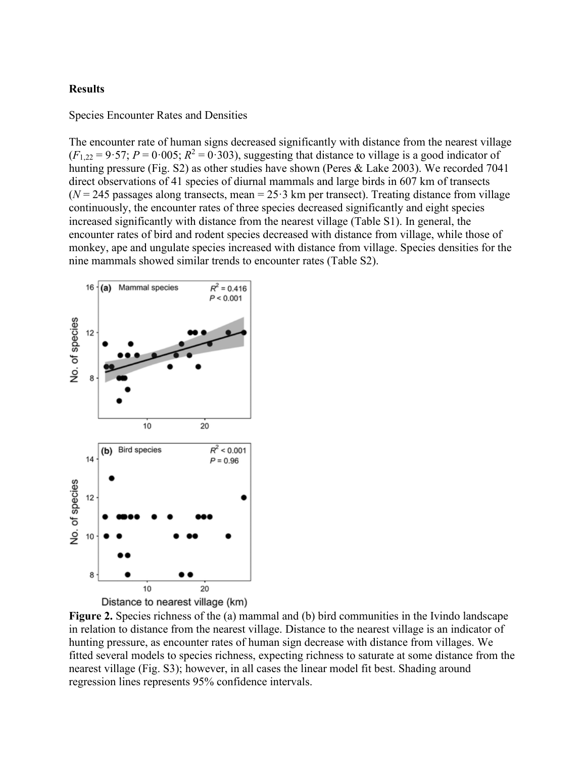**Results**

Species Encounter Rates and Densities

The encounter rate of human signs decreased significantly with distance from the nearest village ($F_{1,22} = 9{\cdot}57$; $P = 0{\cdot}005$; $R^2 = 0{\cdot}303$), suggesting that distance to village is a good indicator of hunting pressure (Fig. S2) as other studies have shown (Peres & Lake 2003). We recorded 7041 direct observations of 41 species of diurnal mammals and large birds in 607 km of transects ($N = 245$ passages along transects, mean = 25·3 km per transect). Treating distance from village continuously, the encounter rates of three species decreased significantly and eight species increased significantly with distance from the nearest village (Table S1). In general, the encounter rates of bird and rodent species decreased with distance from village, while those of monkey, ape and ungulate species increased with distance from village. Species densities for the nine mammals showed similar trends to encounter rates (Table S2).

**Figure 2.** Species richness of the (a) mammal and (b) bird communities in the Ivindo landscape in relation to distance from the nearest village. Distance to the nearest village is an indicator of hunting pressure, as encounter rates of human sign decrease with distance from villages. We fitted several models to species richness, expecting richness to saturate at some distance from the nearest village (Fig. S3); however, in all cases the linear model fit best. Shading around regression lines represents 95% confidence intervals.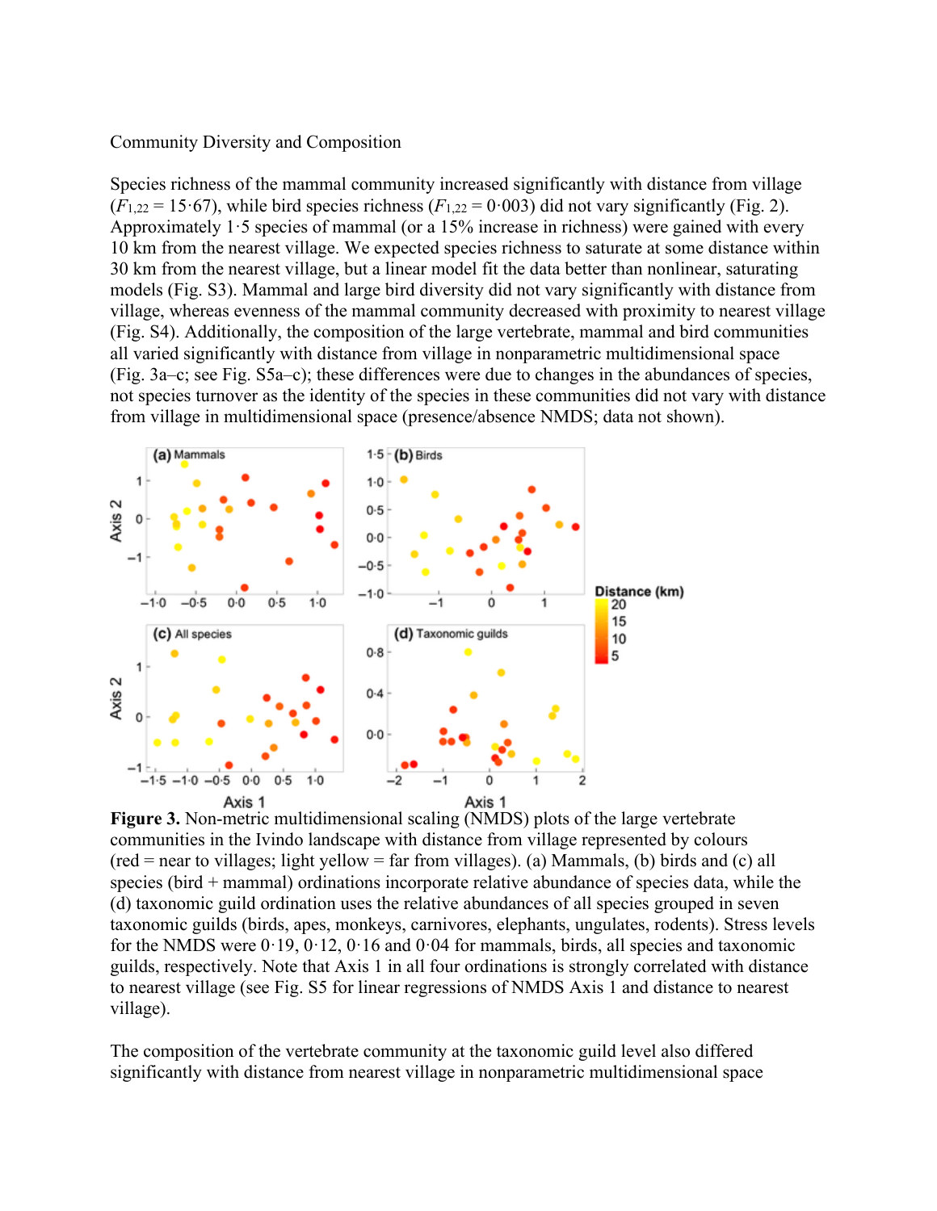Community Diversity and Composition

Species richness of the mammal community increased significantly with distance from village ($F_{1,22}$ = 15·67), while bird species richness ($F_{1,22}$ = 0·003) did not vary significantly (Fig. 2). Approximately 1·5 species of mammal (or a 15% increase in richness) were gained with every 10 km from the nearest village. We expected species richness to saturate at some distance within 30 km from the nearest village, but a linear model fit the data better than nonlinear, saturating models (Fig. S3). Mammal and large bird diversity did not vary significantly with distance from village, whereas evenness of the mammal community decreased with proximity to nearest village (Fig. S4). Additionally, the composition of the large vertebrate, mammal and bird communities all varied significantly with distance from village in nonparametric multidimensional space (Fig. 3a–c; see Fig. S5a–c); these differences were due to changes in the abundances of species, not species turnover as the identity of the species in these communities did not vary with distance from village in multidimensional space (presence/absence NMDS; data not shown).

**Figure 3.** Non-metric multidimensional scaling (NMDS) plots of the large vertebrate communities in the Ivindo landscape with distance from village represented by colours (red = near to villages; light yellow = far from villages). (a) Mammals, (b) birds and (c) all species (bird + mammal) ordinations incorporate relative abundance of species data, while the (d) taxonomic guild ordination uses the relative abundances of all species grouped in seven taxonomic guilds (birds, apes, monkeys, carnivores, elephants, ungulates, rodents). Stress levels for the NMDS were 0·19, 0·12, 0·16 and 0·04 for mammals, birds, all species and taxonomic guilds, respectively. Note that Axis 1 in all four ordinations is strongly correlated with distance to nearest village (see Fig. S5 for linear regressions of NMDS Axis 1 and distance to nearest village).

The composition of the vertebrate community at the taxonomic guild level also differed significantly with distance from nearest village in nonparametric multidimensional space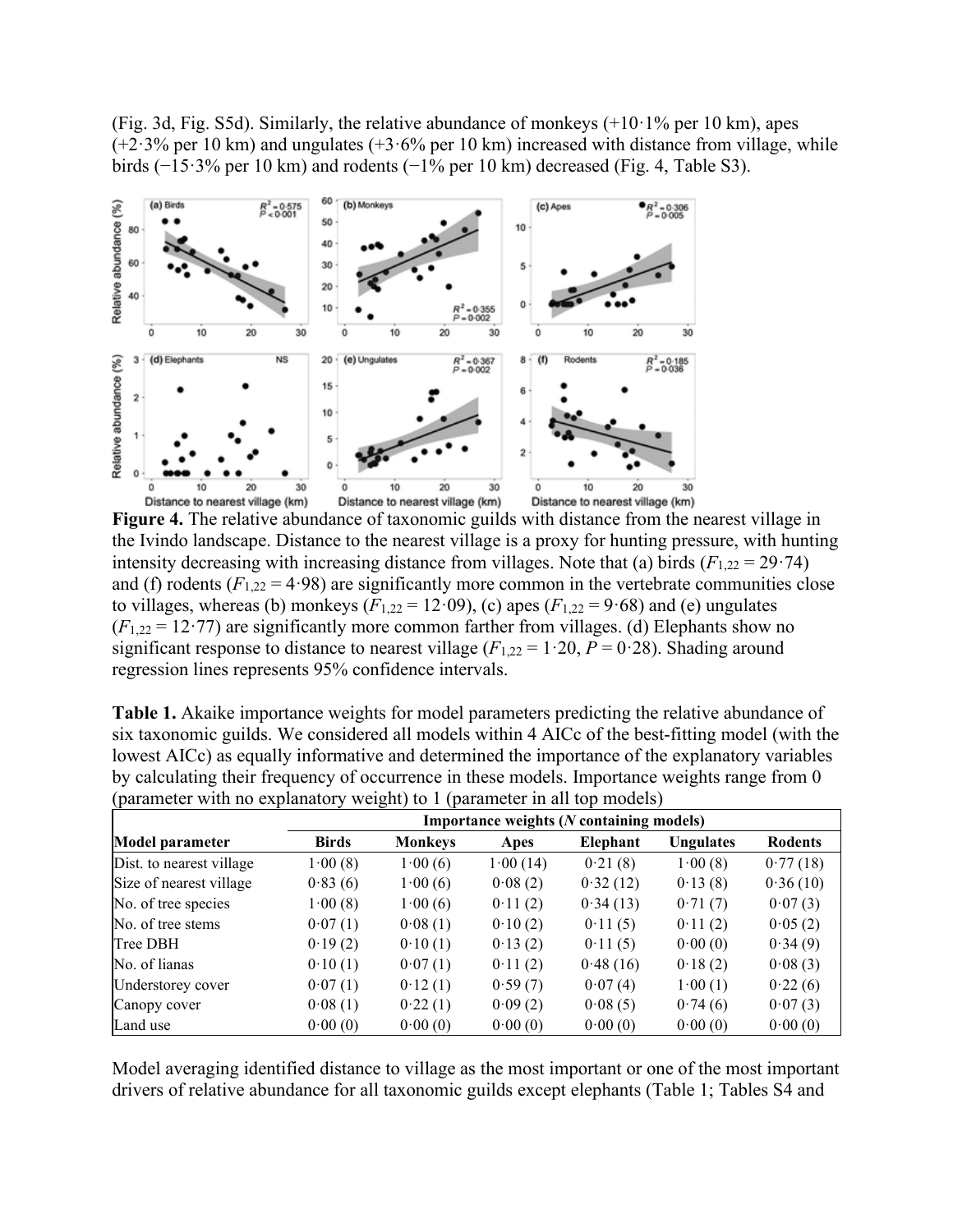(Fig. 3d, Fig. S5d). Similarly, the relative abundance of monkeys (+10·1% per 10 km), apes (+2·3% per 10 km) and ungulates (+3·6% per 10 km) increased with distance from village, while birds (−15·3% per 10 km) and rodents (−1% per 10 km) decreased (Fig. 4, Table S3).

**Figure 4.** The relative abundance of taxonomic guilds with distance from the nearest village in the Ivindo landscape. Distance to the nearest village is a proxy for hunting pressure, with hunting intensity decreasing with increasing distance from villages. Note that (a) birds ($F_{1,22} = 29{\cdot}74$) and (f) rodents ($F_{1,22} = 4{\cdot}98$) are significantly more common in the vertebrate communities close to villages, whereas (b) monkeys ($F_{1,22} = 12{\cdot}09$), (c) apes ($F_{1,22} = 9{\cdot}68$) and (e) ungulates ($F_{1,22} = 12{\cdot}77$) are significantly more common farther from villages. (d) Elephants show no significant response to distance to nearest village ($F_{1,22} = 1{\cdot}20$, $P = 0{\cdot}28$). Shading around regression lines represents 95% confidence intervals.

**Table 1.** Akaike importance weights for model parameters predicting the relative abundance of six taxonomic guilds. We considered all models within 4 AICc of the best-fitting model (with the lowest AICc) as equally informative and determined the importance of the explanatory variables by calculating their frequency of occurrence in these models. Importance weights range from 0 (parameter with no explanatory weight) to 1 (parameter in all top models)

| | **Importance weights (*N* containing models)** | | | | | |
|---|---|---|---|---|---|---|
| **Model parameter** | **Birds** | **Monkeys** | **Apes** | **Elephant** | **Ungulates** | **Rodents** |
| Dist. to nearest village | 1·00 (8) | 1·00 (6) | 1·00 (14) | 0·21 (8) | 1·00 (8) | 0·77 (18) |
| Size of nearest village | 0·83 (6) | 1·00 (6) | 0·08 (2) | 0·32 (12) | 0·13 (8) | 0·36 (10) |
| No. of tree species | 1·00 (8) | 1·00 (6) | 0·11 (2) | 0·34 (13) | 0·71 (7) | 0·07 (3) |
| No. of tree stems | 0·07 (1) | 0·08 (1) | 0·10 (2) | 0·11 (5) | 0·11 (2) | 0·05 (2) |
| Tree DBH | 0·19 (2) | 0·10 (1) | 0·13 (2) | 0·11 (5) | 0·00 (0) | 0·34 (9) |
| No. of lianas | 0·10 (1) | 0·07 (1) | 0·11 (2) | 0·48 (16) | 0·18 (2) | 0·08 (3) |
| Understorey cover | 0·07 (1) | 0·12 (1) | 0·59 (7) | 0·07 (4) | 1·00 (1) | 0·22 (6) |
| Canopy cover | 0·08 (1) | 0·22 (1) | 0·09 (2) | 0·08 (5) | 0·74 (6) | 0·07 (3) |
| Land use | 0·00 (0) | 0·00 (0) | 0·00 (0) | 0·00 (0) | 0·00 (0) | 0·00 (0) |

Model averaging identified distance to village as the most important or one of the most important drivers of relative abundance for all taxonomic guilds except elephants (Table 1; Tables S4 and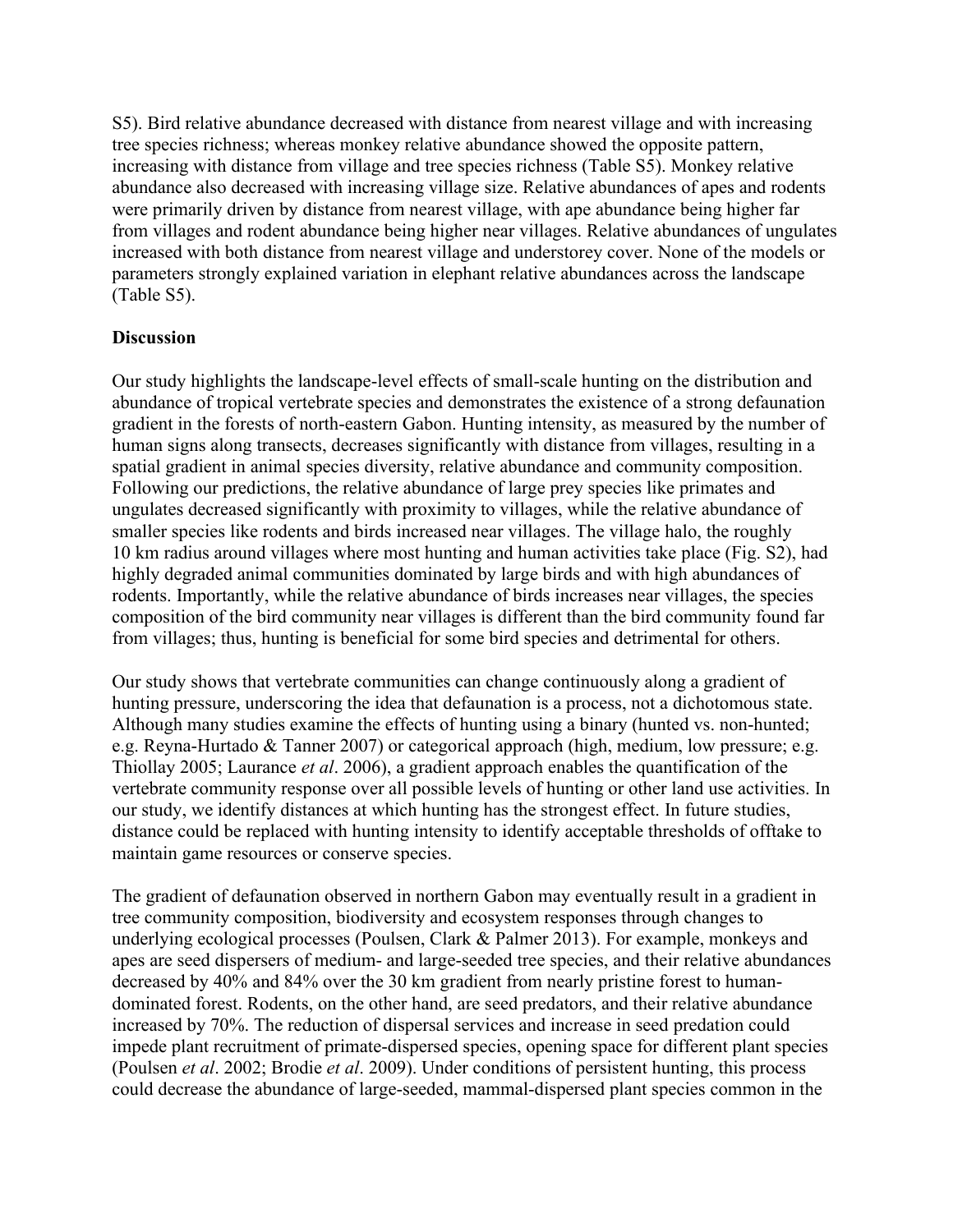S5). Bird relative abundance decreased with distance from nearest village and with increasing tree species richness; whereas monkey relative abundance showed the opposite pattern, increasing with distance from village and tree species richness (Table S5). Monkey relative abundance also decreased with increasing village size. Relative abundances of apes and rodents were primarily driven by distance from nearest village, with ape abundance being higher far from villages and rodent abundance being higher near villages. Relative abundances of ungulates increased with both distance from nearest village and understorey cover. None of the models or parameters strongly explained variation in elephant relative abundances across the landscape (Table S5).

## Discussion

Our study highlights the landscape-level effects of small-scale hunting on the distribution and abundance of tropical vertebrate species and demonstrates the existence of a strong defaunation gradient in the forests of north-eastern Gabon. Hunting intensity, as measured by the number of human signs along transects, decreases significantly with distance from villages, resulting in a spatial gradient in animal species diversity, relative abundance and community composition. Following our predictions, the relative abundance of large prey species like primates and ungulates decreased significantly with proximity to villages, while the relative abundance of smaller species like rodents and birds increased near villages. The village halo, the roughly 10 km radius around villages where most hunting and human activities take place (Fig. S2), had highly degraded animal communities dominated by large birds and with high abundances of rodents. Importantly, while the relative abundance of birds increases near villages, the species composition of the bird community near villages is different than the bird community found far from villages; thus, hunting is beneficial for some bird species and detrimental for others.

Our study shows that vertebrate communities can change continuously along a gradient of hunting pressure, underscoring the idea that defaunation is a process, not a dichotomous state. Although many studies examine the effects of hunting using a binary (hunted vs. non-hunted; e.g. Reyna-Hurtado & Tanner 2007) or categorical approach (high, medium, low pressure; e.g. Thiollay 2005; Laurance *et al*. 2006), a gradient approach enables the quantification of the vertebrate community response over all possible levels of hunting or other land use activities. In our study, we identify distances at which hunting has the strongest effect. In future studies, distance could be replaced with hunting intensity to identify acceptable thresholds of offtake to maintain game resources or conserve species.

The gradient of defaunation observed in northern Gabon may eventually result in a gradient in tree community composition, biodiversity and ecosystem responses through changes to underlying ecological processes (Poulsen, Clark & Palmer 2013). For example, monkeys and apes are seed dispersers of medium- and large-seeded tree species, and their relative abundances decreased by 40% and 84% over the 30 km gradient from nearly pristine forest to human-dominated forest. Rodents, on the other hand, are seed predators, and their relative abundance increased by 70%. The reduction of dispersal services and increase in seed predation could impede plant recruitment of primate-dispersed species, opening space for different plant species (Poulsen *et al*. 2002; Brodie *et al*. 2009). Under conditions of persistent hunting, this process could decrease the abundance of large-seeded, mammal-dispersed plant species common in the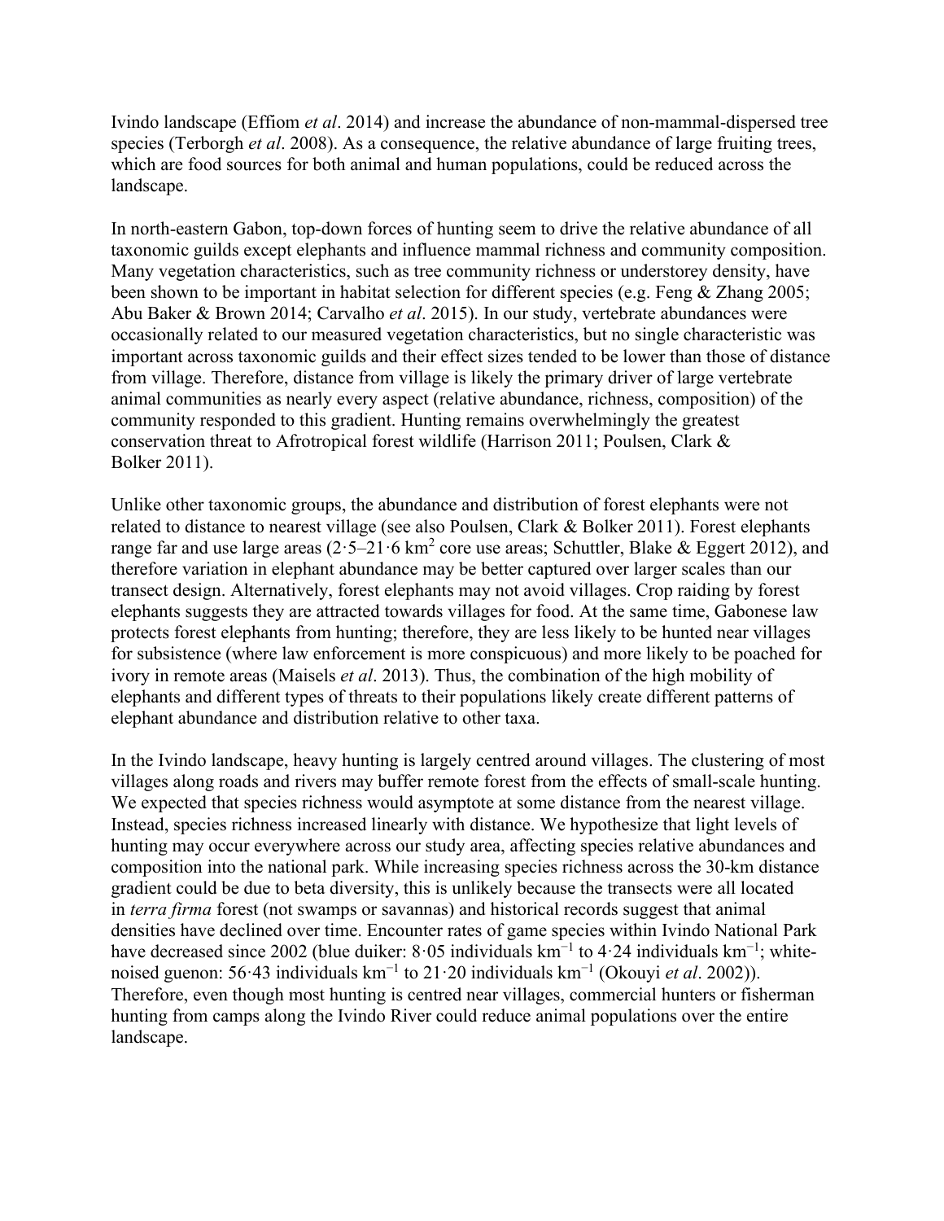Ivindo landscape (Effiom *et al*. 2014) and increase the abundance of non-mammal-dispersed tree species (Terborgh *et al*. 2008). As a consequence, the relative abundance of large fruiting trees, which are food sources for both animal and human populations, could be reduced across the landscape.

In north-eastern Gabon, top-down forces of hunting seem to drive the relative abundance of all taxonomic guilds except elephants and influence mammal richness and community composition. Many vegetation characteristics, such as tree community richness or understorey density, have been shown to be important in habitat selection for different species (e.g. Feng & Zhang 2005; Abu Baker & Brown 2014; Carvalho *et al*. 2015). In our study, vertebrate abundances were occasionally related to our measured vegetation characteristics, but no single characteristic was important across taxonomic guilds and their effect sizes tended to be lower than those of distance from village. Therefore, distance from village is likely the primary driver of large vertebrate animal communities as nearly every aspect (relative abundance, richness, composition) of the community responded to this gradient. Hunting remains overwhelmingly the greatest conservation threat to Afrotropical forest wildlife (Harrison 2011; Poulsen, Clark & Bolker 2011).

Unlike other taxonomic groups, the abundance and distribution of forest elephants were not related to distance to nearest village (see also Poulsen, Clark & Bolker 2011). Forest elephants range far and use large areas (2·5–21·6 $km^2$ core use areas; Schuttler, Blake & Eggert 2012), and therefore variation in elephant abundance may be better captured over larger scales than our transect design. Alternatively, forest elephants may not avoid villages. Crop raiding by forest elephants suggests they are attracted towards villages for food. At the same time, Gabonese law protects forest elephants from hunting; therefore, they are less likely to be hunted near villages for subsistence (where law enforcement is more conspicuous) and more likely to be poached for ivory in remote areas (Maisels *et al*. 2013). Thus, the combination of the high mobility of elephants and different types of threats to their populations likely create different patterns of elephant abundance and distribution relative to other taxa.

In the Ivindo landscape, heavy hunting is largely centred around villages. The clustering of most villages along roads and rivers may buffer remote forest from the effects of small-scale hunting. We expected that species richness would asymptote at some distance from the nearest village. Instead, species richness increased linearly with distance. We hypothesize that light levels of hunting may occur everywhere across our study area, affecting species relative abundances and composition into the national park. While increasing species richness across the 30-km distance gradient could be due to beta diversity, this is unlikely because the transects were all located in *terra firma* forest (not swamps or savannas) and historical records suggest that animal densities have declined over time. Encounter rates of game species within Ivindo National Park have decreased since 2002 (blue duiker: 8·05 individuals $km^{-1}$ to 4·24 individuals $km^{-1}$; white-noised guenon: 56·43 individuals $km^{-1}$ to 21·20 individuals $km^{-1}$ (Okouyi *et al*. 2002)). Therefore, even though most hunting is centred near villages, commercial hunters or fisherman hunting from camps along the Ivindo River could reduce animal populations over the entire landscape.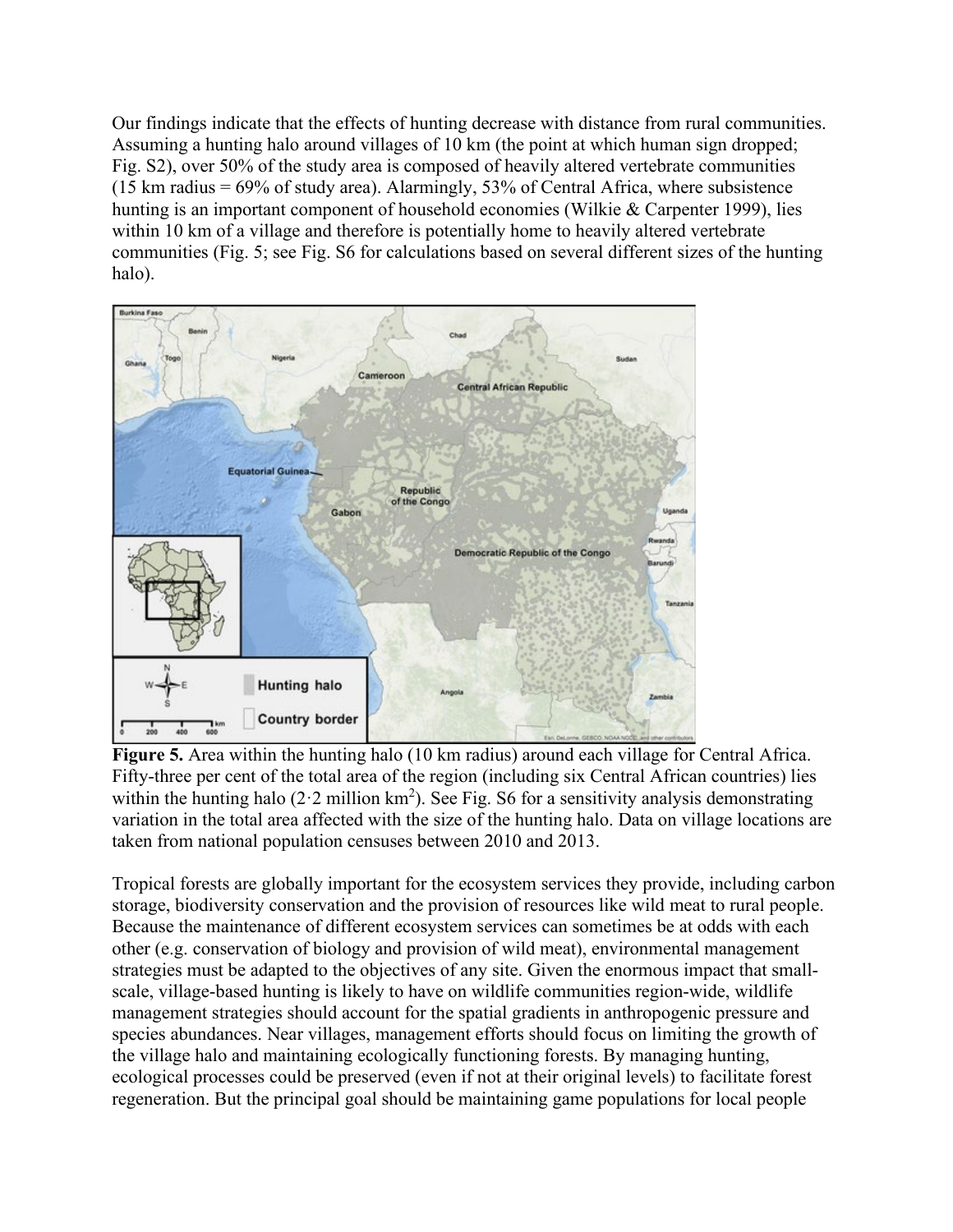Our findings indicate that the effects of hunting decrease with distance from rural communities. Assuming a hunting halo around villages of 10 km (the point at which human sign dropped; Fig. S2), over 50% of the study area is composed of heavily altered vertebrate communities (15 km radius = 69% of study area). Alarmingly, 53% of Central Africa, where subsistence hunting is an important component of household economies (Wilkie & Carpenter 1999), lies within 10 km of a village and therefore is potentially home to heavily altered vertebrate communities (Fig. 5; see Fig. S6 for calculations based on several different sizes of the hunting halo).

**Figure 5.** Area within the hunting halo (10 km radius) around each village for Central Africa. Fifty-three per cent of the total area of the region (including six Central African countries) lies within the hunting halo (2·2 million $km^2$). See Fig. S6 for a sensitivity analysis demonstrating variation in the total area affected with the size of the hunting halo. Data on village locations are taken from national population censuses between 2010 and 2013.

Tropical forests are globally important for the ecosystem services they provide, including carbon storage, biodiversity conservation and the provision of resources like wild meat to rural people. Because the maintenance of different ecosystem services can sometimes be at odds with each other (e.g. conservation of biology and provision of wild meat), environmental management strategies must be adapted to the objectives of any site. Given the enormous impact that small-scale, village-based hunting is likely to have on wildlife communities region-wide, wildlife management strategies should account for the spatial gradients in anthropogenic pressure and species abundances. Near villages, management efforts should focus on limiting the growth of the village halo and maintaining ecologically functioning forests. By managing hunting, ecological processes could be preserved (even if not at their original levels) to facilitate forest regeneration. But the principal goal should be maintaining game populations for local people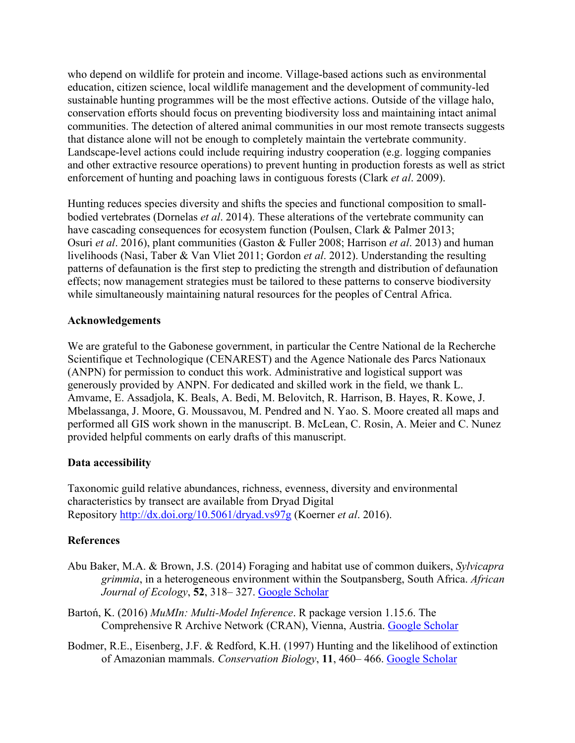who depend on wildlife for protein and income. Village-based actions such as environmental education, citizen science, local wildlife management and the development of community-led sustainable hunting programmes will be the most effective actions. Outside of the village halo, conservation efforts should focus on preventing biodiversity loss and maintaining intact animal communities. The detection of altered animal communities in our most remote transects suggests that distance alone will not be enough to completely maintain the vertebrate community. Landscape-level actions could include requiring industry cooperation (e.g. logging companies and other extractive resource operations) to prevent hunting in production forests as well as strict enforcement of hunting and poaching laws in contiguous forests (Clark *et al*. 2009).

Hunting reduces species diversity and shifts the species and functional composition to small-bodied vertebrates (Dornelas *et al*. 2014). These alterations of the vertebrate community can have cascading consequences for ecosystem function (Poulsen, Clark & Palmer 2013; Osuri *et al*. 2016), plant communities (Gaston & Fuller 2008; Harrison *et al*. 2013) and human livelihoods (Nasi, Taber & Van Vliet 2011; Gordon *et al*. 2012). Understanding the resulting patterns of defaunation is the first step to predicting the strength and distribution of defaunation effects; now management strategies must be tailored to these patterns to conserve biodiversity while simultaneously maintaining natural resources for the peoples of Central Africa.

## Acknowledgements

We are grateful to the Gabonese government, in particular the Centre National de la Recherche Scientifique et Technologique (CENAREST) and the Agence Nationale des Parcs Nationaux (ANPN) for permission to conduct this work. Administrative and logistical support was generously provided by ANPN. For dedicated and skilled work in the field, we thank L. Amvame, E. Assadjola, K. Beals, A. Bedi, M. Belovitch, R. Harrison, B. Hayes, R. Kowe, J. Mbelassanga, J. Moore, G. Moussavou, M. Pendred and N. Yao. S. Moore created all maps and performed all GIS work shown in the manuscript. B. McLean, C. Rosin, A. Meier and C. Nunez provided helpful comments on early drafts of this manuscript.

## Data accessibility

Taxonomic guild relative abundances, richness, evenness, diversity and environmental characteristics by transect are available from Dryad Digital Repository http://dx.doi.org/10.5061/dryad.vs97g (Koerner *et al*. 2016).

## References

- Abu Baker, M.A. & Brown, J.S. (2014) Foraging and habitat use of common duikers, *Sylvicapra grimmia*, in a heterogeneous environment within the Soutpansberg, South Africa. *African Journal of Ecology*, **52**, 318– 327. Google Scholar
- Bartoń, K. (2016) *MuMIn: Multi-Model Inference*. R package version 1.15.6. The Comprehensive R Archive Network (CRAN), Vienna, Austria. Google Scholar
- Bodmer, R.E., Eisenberg, J.F. & Redford, K.H. (1997) Hunting and the likelihood of extinction of Amazonian mammals. *Conservation Biology*, **11**, 460– 466. Google Scholar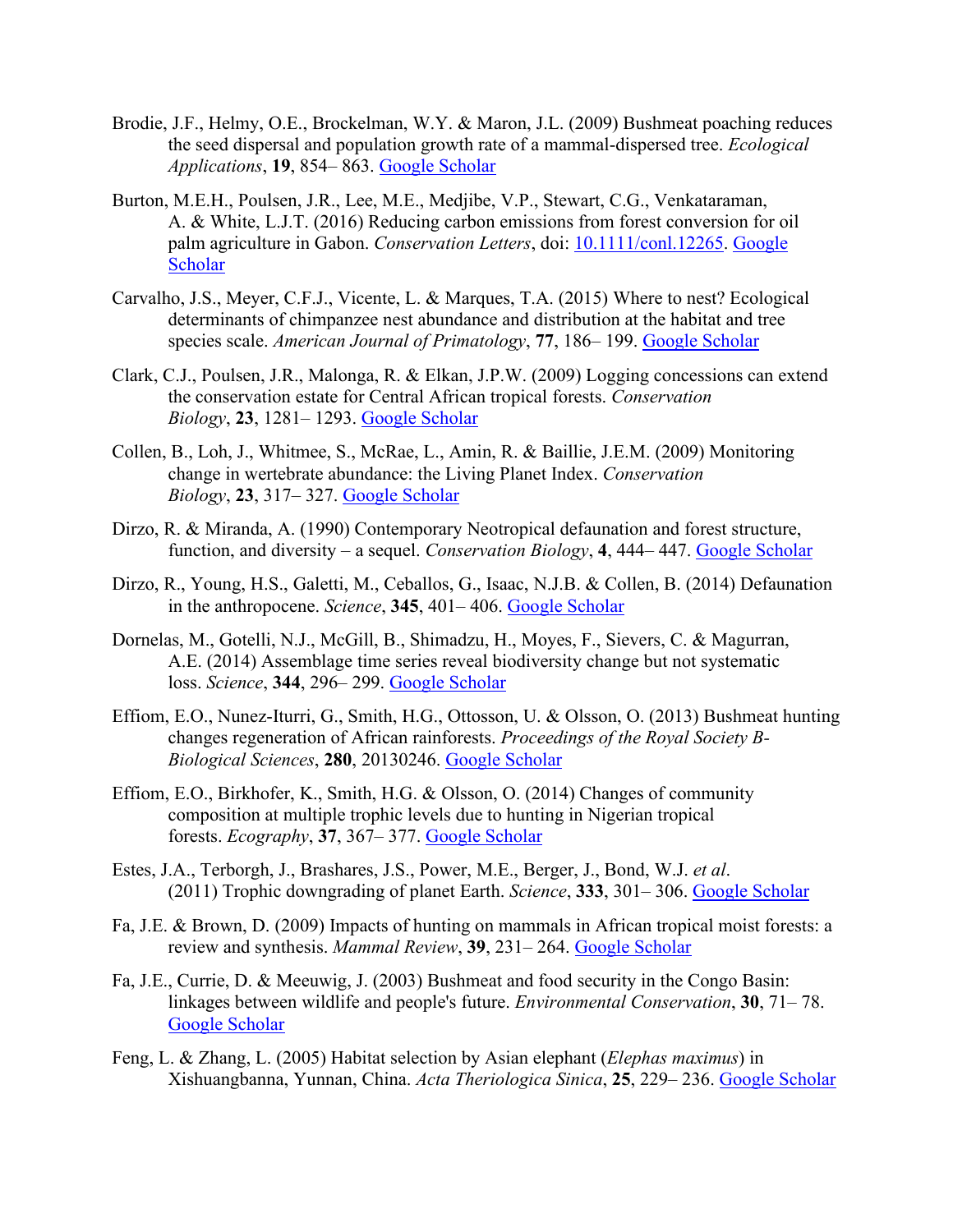Brodie, J.F., Helmy, O.E., Brockelman, W.Y. & Maron, J.L. (2009) Bushmeat poaching reduces the seed dispersal and population growth rate of a mammal-dispersed tree. *Ecological Applications*, **19**, 854– 863. Google Scholar

Burton, M.E.H., Poulsen, J.R., Lee, M.E., Medjibe, V.P., Stewart, C.G., Venkataraman, A. & White, L.J.T. (2016) Reducing carbon emissions from forest conversion for oil palm agriculture in Gabon. *Conservation Letters*, doi: 10.1111/conl.12265. Google Scholar

Carvalho, J.S., Meyer, C.F.J., Vicente, L. & Marques, T.A. (2015) Where to nest? Ecological determinants of chimpanzee nest abundance and distribution at the habitat and tree species scale. *American Journal of Primatology*, **77**, 186– 199. Google Scholar

Clark, C.J., Poulsen, J.R., Malonga, R. & Elkan, J.P.W. (2009) Logging concessions can extend the conservation estate for Central African tropical forests. *Conservation Biology*, **23**, 1281– 1293. Google Scholar

Collen, B., Loh, J., Whitmee, S., McRae, L., Amin, R. & Baillie, J.E.M. (2009) Monitoring change in wertebrate abundance: the Living Planet Index. *Conservation Biology*, **23**, 317– 327. Google Scholar

Dirzo, R. & Miranda, A. (1990) Contemporary Neotropical defaunation and forest structure, function, and diversity – a sequel. *Conservation Biology*, **4**, 444– 447. Google Scholar

Dirzo, R., Young, H.S., Galetti, M., Ceballos, G., Isaac, N.J.B. & Collen, B. (2014) Defaunation in the anthropocene. *Science*, **345**, 401– 406. Google Scholar

Dornelas, M., Gotelli, N.J., McGill, B., Shimadzu, H., Moyes, F., Sievers, C. & Magurran, A.E. (2014) Assemblage time series reveal biodiversity change but not systematic loss. *Science*, **344**, 296– 299. Google Scholar

Effiom, E.O., Nunez-Iturri, G., Smith, H.G., Ottosson, U. & Olsson, O. (2013) Bushmeat hunting changes regeneration of African rainforests. *Proceedings of the Royal Society B-Biological Sciences*, **280**, 20130246. Google Scholar

Effiom, E.O., Birkhofer, K., Smith, H.G. & Olsson, O. (2014) Changes of community composition at multiple trophic levels due to hunting in Nigerian tropical forests. *Ecography*, **37**, 367– 377. Google Scholar

Estes, J.A., Terborgh, J., Brashares, J.S., Power, M.E., Berger, J., Bond, W.J. *et al*. (2011) Trophic downgrading of planet Earth. *Science*, **333**, 301– 306. Google Scholar

Fa, J.E. & Brown, D. (2009) Impacts of hunting on mammals in African tropical moist forests: a review and synthesis. *Mammal Review*, **39**, 231– 264. Google Scholar

Fa, J.E., Currie, D. & Meeuwig, J. (2003) Bushmeat and food security in the Congo Basin: linkages between wildlife and people's future. *Environmental Conservation*, **30**, 71– 78. Google Scholar

Feng, L. & Zhang, L. (2005) Habitat selection by Asian elephant (*Elephas maximus*) in Xishuangbanna, Yunnan, China. *Acta Theriologica Sinica*, **25**, 229– 236. Google Scholar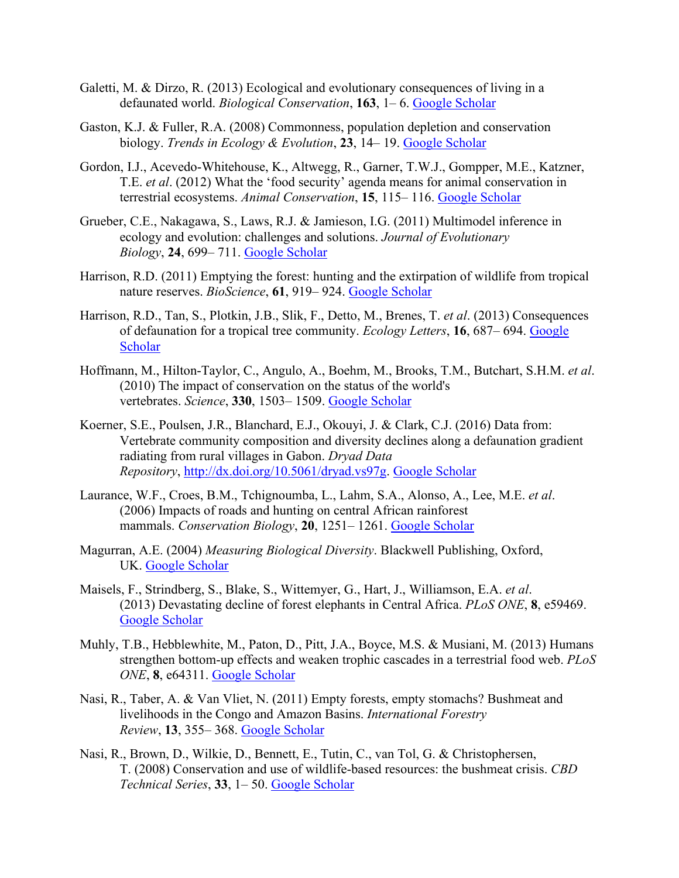Galetti, M. & Dirzo, R. (2013) Ecological and evolutionary consequences of living in a defaunated world. *Biological Conservation*, **163**, 1– 6. Google Scholar

Gaston, K.J. & Fuller, R.A. (2008) Commonness, population depletion and conservation biology. *Trends in Ecology & Evolution*, **23**, 14– 19. Google Scholar

Gordon, I.J., Acevedo-Whitehouse, K., Altwegg, R., Garner, T.W.J., Gompper, M.E., Katzner, T.E. *et al*. (2012) What the 'food security' agenda means for animal conservation in terrestrial ecosystems. *Animal Conservation*, **15**, 115– 116. Google Scholar

Grueber, C.E., Nakagawa, S., Laws, R.J. & Jamieson, I.G. (2011) Multimodel inference in ecology and evolution: challenges and solutions. *Journal of Evolutionary Biology*, **24**, 699– 711. Google Scholar

Harrison, R.D. (2011) Emptying the forest: hunting and the extirpation of wildlife from tropical nature reserves. *BioScience*, **61**, 919– 924. Google Scholar

Harrison, R.D., Tan, S., Plotkin, J.B., Slik, F., Detto, M., Brenes, T. *et al*. (2013) Consequences of defaunation for a tropical tree community. *Ecology Letters*, **16**, 687– 694. Google Scholar

Hoffmann, M., Hilton-Taylor, C., Angulo, A., Boehm, M., Brooks, T.M., Butchart, S.H.M. *et al*. (2010) The impact of conservation on the status of the world's vertebrates. *Science*, **330**, 1503– 1509. Google Scholar

Koerner, S.E., Poulsen, J.R., Blanchard, E.J., Okouyi, J. & Clark, C.J. (2016) Data from: Vertebrate community composition and diversity declines along a defaunation gradient radiating from rural villages in Gabon. *Dryad Data Repository*, http://dx.doi.org/10.5061/dryad.vs97g. Google Scholar

Laurance, W.F., Croes, B.M., Tchignoumba, L., Lahm, S.A., Alonso, A., Lee, M.E. *et al*. (2006) Impacts of roads and hunting on central African rainforest mammals. *Conservation Biology*, **20**, 1251– 1261. Google Scholar

Magurran, A.E. (2004) *Measuring Biological Diversity*. Blackwell Publishing, Oxford, UK. Google Scholar

Maisels, F., Strindberg, S., Blake, S., Wittemyer, G., Hart, J., Williamson, E.A. *et al*. (2013) Devastating decline of forest elephants in Central Africa. *PLoS ONE*, **8**, e59469. Google Scholar

Muhly, T.B., Hebblewhite, M., Paton, D., Pitt, J.A., Boyce, M.S. & Musiani, M. (2013) Humans strengthen bottom-up effects and weaken trophic cascades in a terrestrial food web. *PLoS ONE*, **8**, e64311. Google Scholar

Nasi, R., Taber, A. & Van Vliet, N. (2011) Empty forests, empty stomachs? Bushmeat and livelihoods in the Congo and Amazon Basins. *International Forestry Review*, **13**, 355– 368. Google Scholar

Nasi, R., Brown, D., Wilkie, D., Bennett, E., Tutin, C., van Tol, G. & Christophersen, T. (2008) Conservation and use of wildlife-based resources: the bushmeat crisis. *CBD Technical Series*, **33**, 1– 50. Google Scholar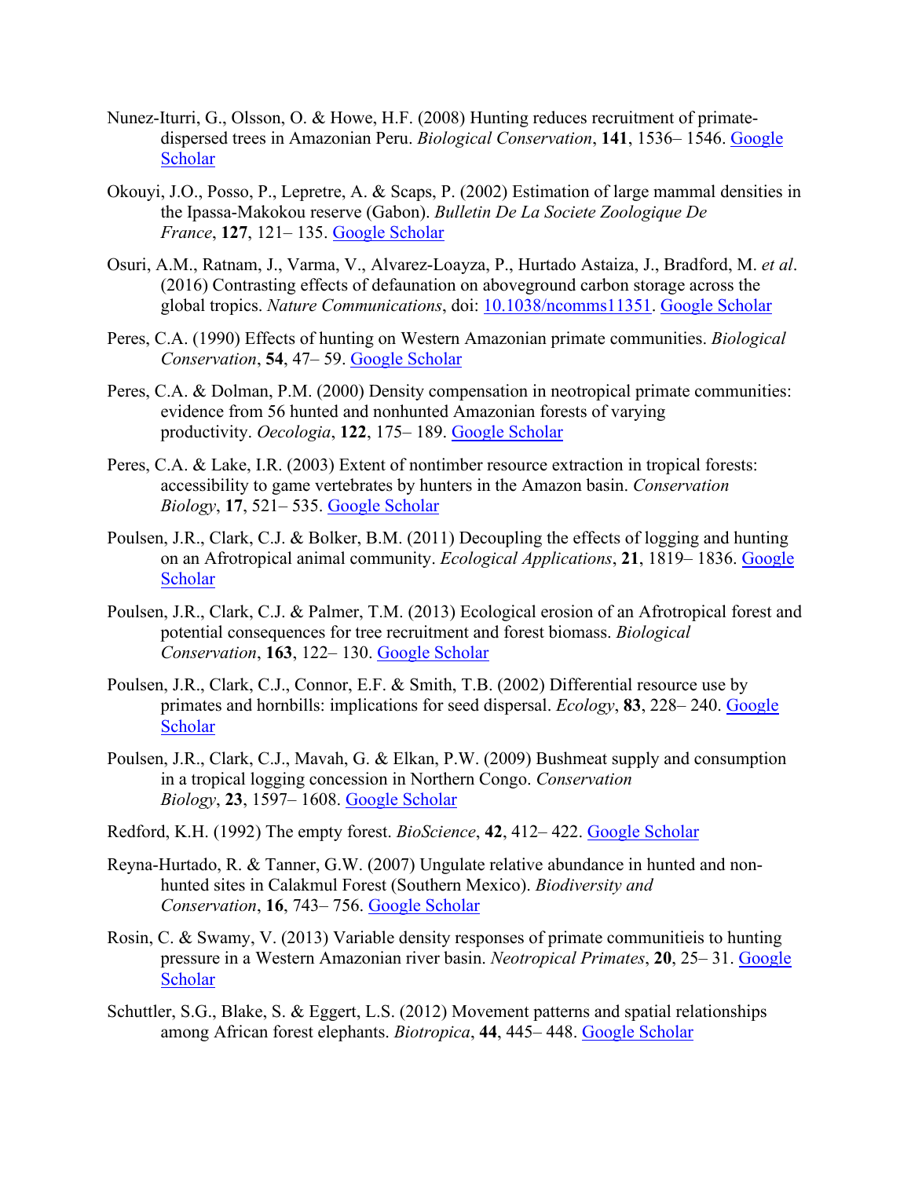Nunez-Iturri, G., Olsson, O. & Howe, H.F. (2008) Hunting reduces recruitment of primate-dispersed trees in Amazonian Peru. *Biological Conservation*, **141**, 1536– 1546. Google Scholar

Okouyi, J.O., Posso, P., Lepretre, A. & Scaps, P. (2002) Estimation of large mammal densities in the Ipassa-Makokou reserve (Gabon). *Bulletin De La Societe Zoologique De France*, **127**, 121– 135. Google Scholar

Osuri, A.M., Ratnam, J., Varma, V., Alvarez-Loayza, P., Hurtado Astaiza, J., Bradford, M. *et al*. (2016) Contrasting effects of defaunation on aboveground carbon storage across the global tropics. *Nature Communications*, doi: 10.1038/ncomms11351. Google Scholar

Peres, C.A. (1990) Effects of hunting on Western Amazonian primate communities. *Biological Conservation*, **54**, 47– 59. Google Scholar

Peres, C.A. & Dolman, P.M. (2000) Density compensation in neotropical primate communities: evidence from 56 hunted and nonhunted Amazonian forests of varying productivity. *Oecologia*, **122**, 175– 189. Google Scholar

Peres, C.A. & Lake, I.R. (2003) Extent of nontimber resource extraction in tropical forests: accessibility to game vertebrates by hunters in the Amazon basin. *Conservation Biology*, **17**, 521– 535. Google Scholar

Poulsen, J.R., Clark, C.J. & Bolker, B.M. (2011) Decoupling the effects of logging and hunting on an Afrotropical animal community. *Ecological Applications*, **21**, 1819– 1836. Google Scholar

Poulsen, J.R., Clark, C.J. & Palmer, T.M. (2013) Ecological erosion of an Afrotropical forest and potential consequences for tree recruitment and forest biomass. *Biological Conservation*, **163**, 122– 130. Google Scholar

Poulsen, J.R., Clark, C.J., Connor, E.F. & Smith, T.B. (2002) Differential resource use by primates and hornbills: implications for seed dispersal. *Ecology*, **83**, 228– 240. Google Scholar

Poulsen, J.R., Clark, C.J., Mavah, G. & Elkan, P.W. (2009) Bushmeat supply and consumption in a tropical logging concession in Northern Congo. *Conservation Biology*, **23**, 1597– 1608. Google Scholar

Redford, K.H. (1992) The empty forest. *BioScience*, **42**, 412– 422. Google Scholar

Reyna-Hurtado, R. & Tanner, G.W. (2007) Ungulate relative abundance in hunted and non-hunted sites in Calakmul Forest (Southern Mexico). *Biodiversity and Conservation*, **16**, 743– 756. Google Scholar

Rosin, C. & Swamy, V. (2013) Variable density responses of primate communitieis to hunting pressure in a Western Amazonian river basin. *Neotropical Primates*, **20**, 25– 31. Google Scholar

Schuttler, S.G., Blake, S. & Eggert, L.S. (2012) Movement patterns and spatial relationships among African forest elephants. *Biotropica*, **44**, 445– 448. Google Scholar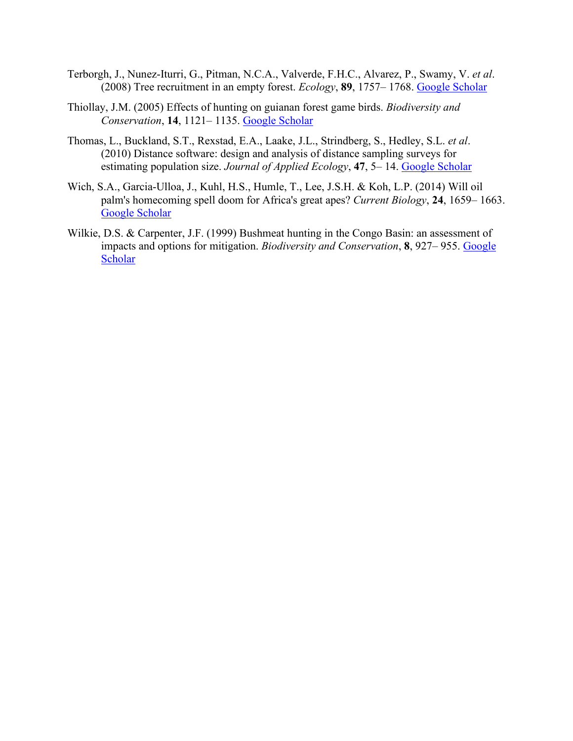Terborgh, J., Nunez-Iturri, G., Pitman, N.C.A., Valverde, F.H.C., Alvarez, P., Swamy, V. *et al*. (2008) Tree recruitment in an empty forest. *Ecology*, **89**, 1757– 1768. Google Scholar

Thiollay, J.M. (2005) Effects of hunting on guianan forest game birds. *Biodiversity and Conservation*, **14**, 1121– 1135. Google Scholar

Thomas, L., Buckland, S.T., Rexstad, E.A., Laake, J.L., Strindberg, S., Hedley, S.L. *et al*. (2010) Distance software: design and analysis of distance sampling surveys for estimating population size. *Journal of Applied Ecology*, **47**, 5– 14. Google Scholar

Wich, S.A., Garcia-Ulloa, J., Kuhl, H.S., Humle, T., Lee, J.S.H. & Koh, L.P. (2014) Will oil palm's homecoming spell doom for Africa's great apes? *Current Biology*, **24**, 1659– 1663. Google Scholar

Wilkie, D.S. & Carpenter, J.F. (1999) Bushmeat hunting in the Congo Basin: an assessment of impacts and options for mitigation. *Biodiversity and Conservation*, **8**, 927– 955. Google Scholar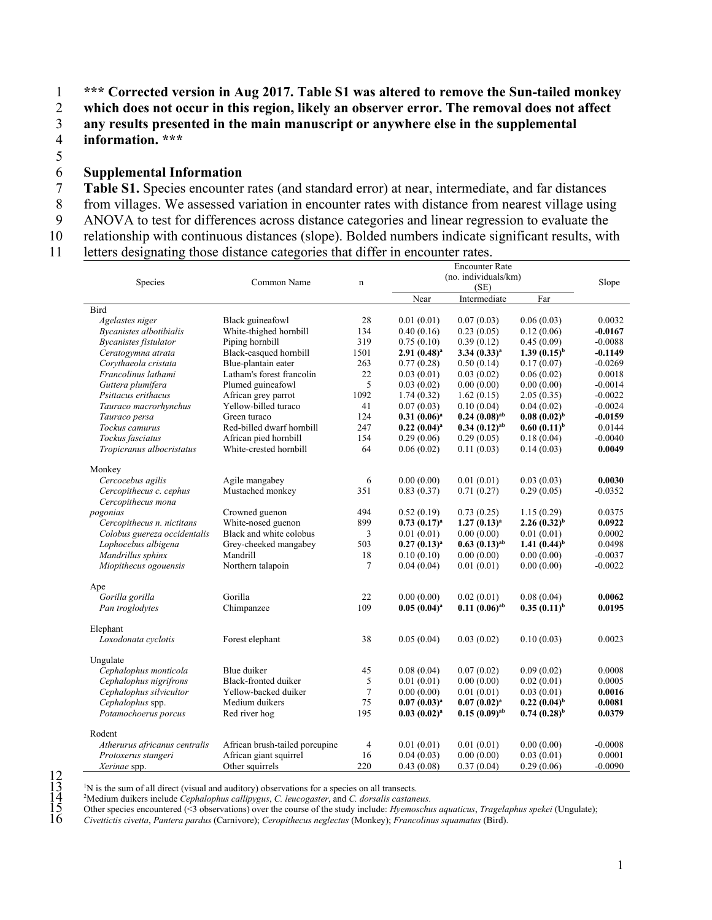**\*\*\* Corrected version in Aug 2017. Table S1 was altered to remove the Sun-tailed monkey which does not occur in this region, likely an observer error. The removal does not affect any results presented in the main manuscript or anywhere else in the supplemental information. \*\*\***

## Supplemental Information

**Table S1.** Species encounter rates (and standard error) at near, intermediate, and far distances from villages. We assessed variation in encounter rates with distance from nearest village using ANOVA to test for differences across distance categories and linear regression to evaluate the relationship with continuous distances (slope). Bolded numbers indicate significant results, with letters designating those distance categories that differ in encounter rates.

| Species | Common Name | n | Encounter Rate (no. individuals/km) (SE) | | | Slope |
|---|---|---|---|---|---|---|
| | | | Near | Intermediate | Far | |
| Bird | | | | | | |
| *Agelastes niger* | Black guineafowl | 28 | 0.01 (0.01) | 0.07 (0.03) | 0.06 (0.03) | 0.0032 |
| *Bycanistes albotibialis* | White-thighed hornbill | 134 | 0.40 (0.16) | 0.23 (0.05) | 0.12 (0.06) | **-0.0167** |
| *Bycanistes fistulator* | Piping hornbill | 319 | 0.75 (0.10) | 0.39 (0.12) | 0.45 (0.09) | -0.0088 |
| *Ceratogymna atrata* | Black-casqued hornbill | 1501 | **2.91 (0.48)[a]** | **3.34 (0.33)[a]** | **1.39 (0.15)[b]** | **-0.1149** |
| *Corythaeola cristata* | Blue-plantain eater | 263 | 0.77 (0.28) | 0.50 (0.14) | 0.17 (0.07) | -0.0269 |
| *Francolinus lathami* | Latham's forest francolin | 22 | 0.03 (0.01) | 0.03 (0.02) | 0.06 (0.02) | 0.0018 |
| *Guttera plumifera* | Plumed guineafowl | 5 | 0.03 (0.02) | 0.00 (0.00) | 0.00 (0.00) | -0.0014 |
| *Psittacus erithacus* | African grey parrot | 1092 | 1.74 (0.32) | 1.62 (0.15) | 2.05 (0.35) | -0.0022 |
| *Tauraco macrorhynchus* | Yellow-billed turaco | 41 | 0.07 (0.03) | 0.10 (0.04) | 0.04 (0.02) | -0.0024 |
| *Tauraco persa* | Green turaco | 124 | **0.31 (0.06)[a]** | **0.24 (0.08)[ab]** | **0.08 (0.02)[b]** | **-0.0159** |
| *Tockus camurus* | Red-billed dwarf hornbill | 247 | **0.22 (0.04)[a]** | **0.34 (0.12)[ab]** | **0.60 (0.11)[b]** | 0.0144 |
| *Tockus fasciatus* | African pied hornbill | 154 | 0.29 (0.06) | 0.29 (0.05) | 0.18 (0.04) | -0.0040 |
| *Tropicranus albocristatus* | White-crested hornbill | 64 | 0.06 (0.02) | 0.11 (0.03) | 0.14 (0.03) | **0.0049** |
| Monkey | | | | | | |
| *Cercocebus agilis* | Agile mangabey | 6 | 0.00 (0.00) | 0.01 (0.01) | 0.03 (0.03) | **0.0030** |
| *Cercopithecus c. cephus* | Mustached monkey | 351 | 0.83 (0.37) | 0.71 (0.27) | 0.29 (0.05) | -0.0352 |
| *Cercopithecus mona pogonias* | Crowned guenon | 494 | 0.52 (0.19) | 0.73 (0.25) | 1.15 (0.29) | 0.0375 |
| *Cercopithecus n. nictitans* | White-nosed guenon | 899 | **0.73 (0.17)[a]** | **1.27 (0.13)[a]** | **2.26 (0.32)[b]** | **0.0922** |
| *Colobus guereza occidentalis* | Black and white colobus | 3 | 0.01 (0.01) | 0.00 (0.00) | 0.01 (0.01) | 0.0002 |
| *Lophocebus albigena* | Grey-cheeked mangabey | 503 | **0.27 (0.13)[a]** | **0.63 (0.13)[ab]** | **1.41 (0.44)[b]** | 0.0498 |
| *Mandrillus sphinx* | Mandrill | 18 | 0.10 (0.10) | 0.00 (0.00) | 0.00 (0.00) | -0.0037 |
| *Miopithecus ogouensis* | Northern talapoin | 7 | 0.04 (0.04) | 0.01 (0.01) | 0.00 (0.00) | -0.0022 |
| Ape | | | | | | |
| *Gorilla gorilla* | Gorilla | 22 | 0.00 (0.00) | 0.02 (0.01) | 0.08 (0.04) | **0.0062** |
| *Pan troglodytes* | Chimpanzee | 109 | **0.05 (0.04)[a]** | **0.11 (0.06)[ab]** | **0.35 (0.11)[b]** | **0.0195** |
| Elephant | | | | | | |
| *Loxodonata cyclotis* | Forest elephant | 38 | 0.05 (0.04) | 0.03 (0.02) | 0.10 (0.03) | 0.0023 |
| Ungulate | | | | | | |
| *Cephalophus monticola* | Blue duiker | 45 | 0.08 (0.04) | 0.07 (0.02) | 0.09 (0.02) | 0.0008 |
| *Cephalophus nigrifrons* | Black-fronted duiker | 5 | 0.01 (0.01) | 0.00 (0.00) | 0.02 (0.01) | 0.0005 |
| *Cephalophus silvicultor* | Yellow-backed duiker | 7 | 0.00 (0.00) | 0.01 (0.01) | 0.03 (0.01) | **0.0016** |
| *Cephalophus* spp. | Medium duikers | 75 | **0.07 (0.03)[a]** | **0.07 (0.02)[a]** | **0.22 (0.04)[b]** | **0.0081** |
| *Potamochoerus porcus* | Red river hog | 195 | **0.03 (0.02)[a]** | **0.15 (0.09)[ab]** | **0.74 (0.28)[b]** | **0.0379** |
| Rodent | | | | | | |
| *Atherurus africanus centralis* | African brush-tailed porcupine | 4 | 0.01 (0.01) | 0.01 (0.01) | 0.00 (0.00) | -0.0008 |
| *Protoxerus stangeri* | African giant squirrel | 16 | 0.04 (0.03) | 0.00 (0.00) | 0.03 (0.01) | 0.0001 |
| *Xerinae* spp. | Other squirrels | 220 | 0.43 (0.08) | 0.37 (0.04) | 0.29 (0.06) | -0.0090 |

[1]N is the sum of all direct (visual and auditory) observations for a species on all transects.
[2]Medium duikers include *Cephalophus callipygus*, *C. leucogaster*, and *C. dorsalis castaneus*.
Other species encountered (<3 observations) over the course of the study include: *Hyemoschus aquaticus*, *Tragelaphus spekei* (Ungulate); *Civettictis civetta*, *Pantera pardus* (Carnivore); *Ceropithecus neglectus* (Monkey); *Francolinus squamatus* (Bird).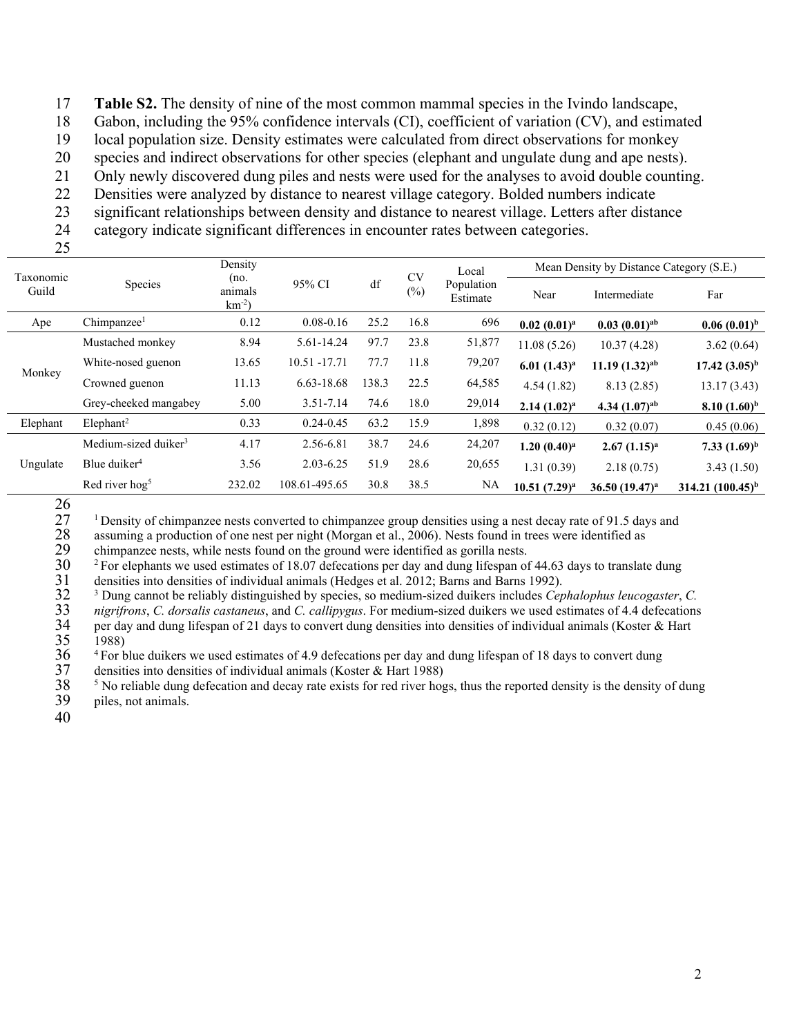**Table S2.** The density of nine of the most common mammal species in the Ivindo landscape, Gabon, including the 95% confidence intervals (CI), coefficient of variation (CV), and estimated local population size. Density estimates were calculated from direct observations for monkey species and indirect observations for other species (elephant and ungulate dung and ape nests). Only newly discovered dung piles and nests were used for the analyses to avoid double counting. Densities were analyzed by distance to nearest village category. Bolded numbers indicate significant relationships between density and distance to nearest village. Letters after distance category indicate significant differences in encounter rates between categories.

| Taxonomic Guild | Species | Density (no. animals $km^{-2}$) | 95% CI | df | CV (%) | Local Population Estimate | Mean Density by Distance Category (S.E.) | | |
|---|---|---|---|---|---|---|---|---|---|
| | | | | | | | Near | Intermediate | Far |
| Ape | Chimpanzee[1] | 0.12 | 0.08-0.16 | 25.2 | 16.8 | 696 | **0.02 (0.01)[a]** | **0.03 (0.01)[ab]** | **0.06 (0.01)[b]** |
| Monkey | Mustached monkey | 8.94 | 5.61-14.24 | 97.7 | 23.8 | 51,877 | 11.08 (5.26) | 10.37 (4.28) | 3.62 (0.64) |
| | White-nosed guenon | 13.65 | 10.51 -17.71 | 77.7 | 11.8 | 79,207 | **6.01 (1.43)[a]** | **11.19 (1.32)[ab]** | **17.42 (3.05)[b]** |
| | Crowned guenon | 11.13 | 6.63-18.68 | 138.3 | 22.5 | 64,585 | 4.54 (1.82) | 8.13 (2.85) | 13.17 (3.43) |
| | Grey-cheeked mangabey | 5.00 | 3.51-7.14 | 74.6 | 18.0 | 29,014 | **2.14 (1.02)[a]** | **4.34 (1.07)[ab]** | **8.10 (1.60)[b]** |
| Elephant | Elephant[2] | 0.33 | 0.24-0.45 | 63.2 | 15.9 | 1,898 | 0.32 (0.12) | 0.32 (0.07) | 0.45 (0.06) |
| Ungulate | Medium-sized duiker[3] | 4.17 | 2.56-6.81 | 38.7 | 24.6 | 24,207 | **1.20 (0.40)[a]** | **2.67 (1.15)[a]** | **7.33 (1.69)[b]** |
| | Blue duiker[4] | 3.56 | 2.03-6.25 | 51.9 | 28.6 | 20,655 | 1.31 (0.39) | 2.18 (0.75) | 3.43 (1.50) |
| | Red river hog[5] | 232.02 | 108.61-495.65 | 30.8 | 38.5 | NA | **10.51 (7.29)[a]** | **36.50 (19.47)[a]** | **314.21 (100.45)[b]** |

[1] Density of chimpanzee nests converted to chimpanzee group densities using a nest decay rate of 91.5 days and assuming a production of one nest per night (Morgan et al., 2006). Nests found in trees were identified as chimpanzee nests, while nests found on the ground were identified as gorilla nests.

[2] For elephants we used estimates of 18.07 defecations per day and dung lifespan of 44.63 days to translate dung densities into densities of individual animals (Hedges et al. 2012; Barns and Barns 1992).

[3] Dung cannot be reliably distinguished by species, so medium-sized duikers includes *Cephalophus leucogaster*, *C. nigrifrons*, *C. dorsalis castaneus*, and *C. callipygus*. For medium-sized duikers we used estimates of 4.4 defecations per day and dung lifespan of 21 days to convert dung densities into densities of individual animals (Koster & Hart 1988)

[4] For blue duikers we used estimates of 4.9 defecations per day and dung lifespan of 18 days to convert dung densities into densities of individual animals (Koster & Hart 1988)

[5] No reliable dung defecation and decay rate exists for red river hogs, thus the reported density is the density of dung piles, not animals.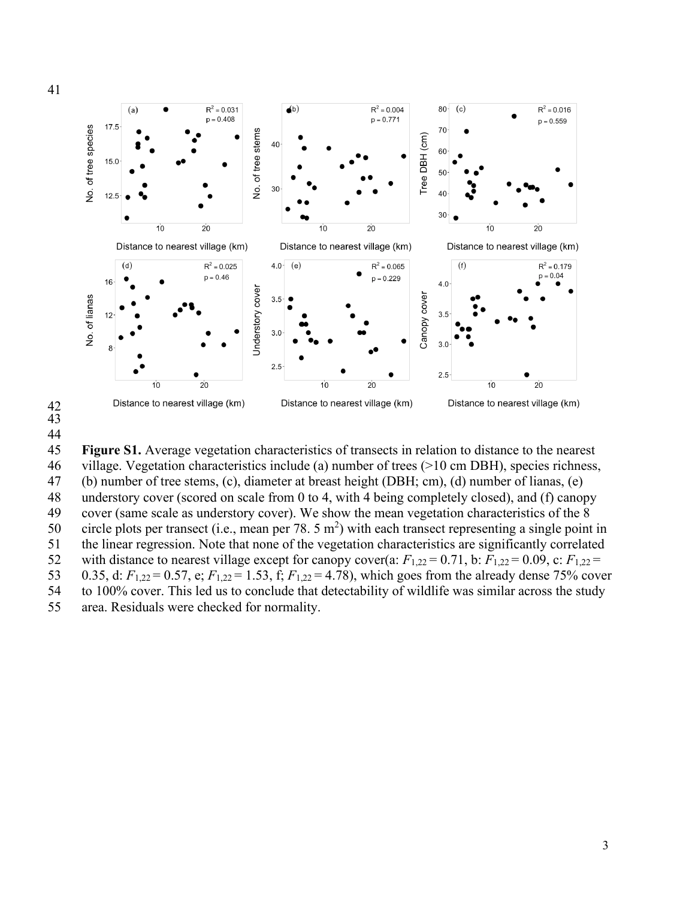**Figure S1.** Average vegetation characteristics of transects in relation to distance to the nearest village. Vegetation characteristics include (a) number of trees (>10 cm DBH), species richness, (b) number of tree stems, (c), diameter at breast height (DBH; cm), (d) number of lianas, (e) understory cover (scored on scale from 0 to 4, with 4 being completely closed), and (f) canopy cover (same scale as understory cover). We show the mean vegetation characteristics of the 8 circle plots per transect (i.e., mean per 78. 5 m$^2$) with each transect representing a single point in the linear regression. Note that none of the vegetation characteristics are significantly correlated with distance to nearest village except for canopy cover(a: $F_{1,22} = 0.71$, b: $F_{1,22} = 0.09$, c: $F_{1,22} = 0.35$, d: $F_{1,22} = 0.57$, e; $F_{1,22} = 1.53$, f; $F_{1,22} = 4.78$), which goes from the already dense 75% cover to 100% cover. This led us to conclude that detectability of wildlife was similar across the study area. Residuals were checked for normality.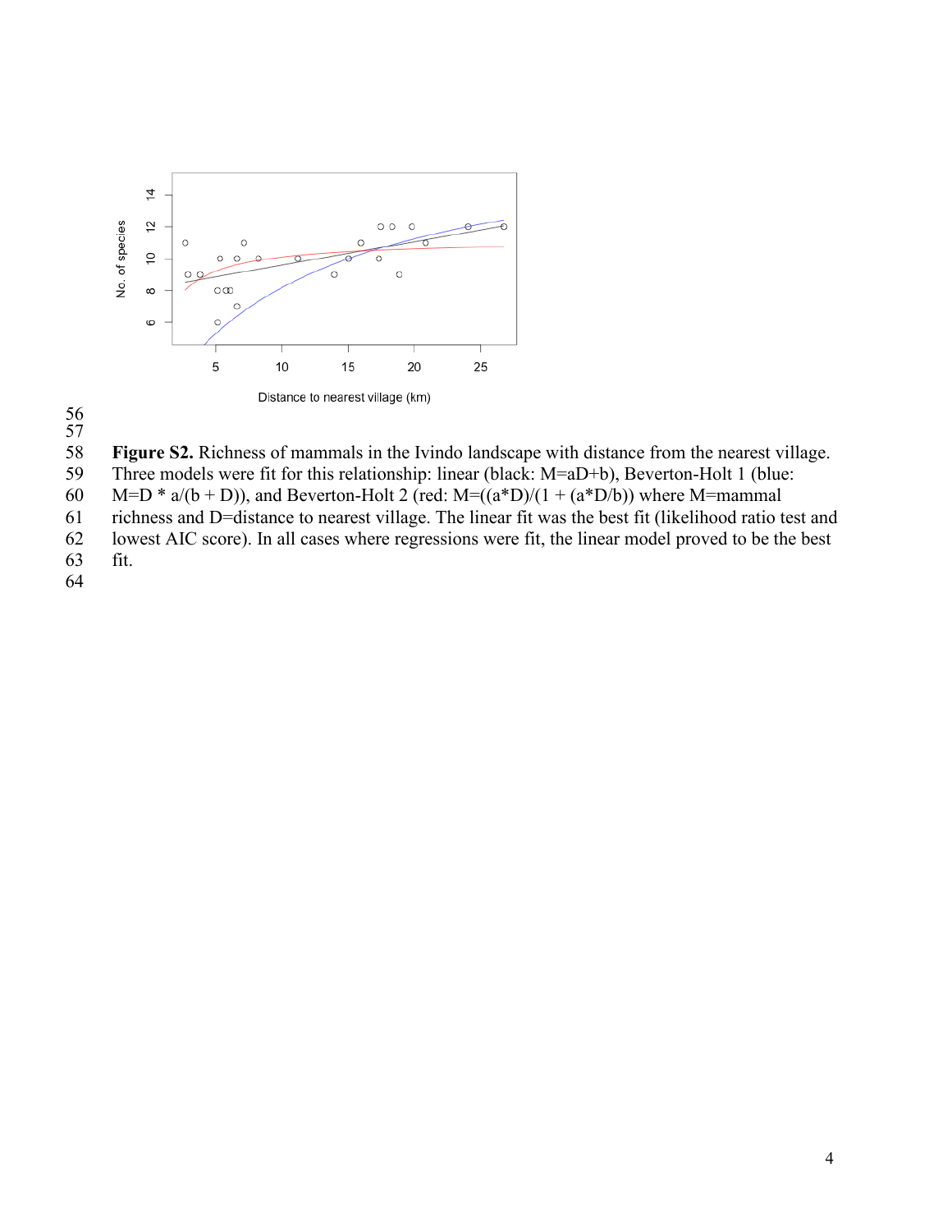**Figure S2.** Richness of mammals in the Ivindo landscape with distance from the nearest village. Three models were fit for this relationship: linear (black: $M=aD+b$), Beverton-Holt 1 (blue: $M=D * a/(b + D)$), and Beverton-Holt 2 (red: $M=((a*D)/(1 + (a*D/b))$ where M=mammal richness and D=distance to nearest village. The linear fit was the best fit (likelihood ratio test and lowest AIC score). In all cases where regressions were fit, the linear model proved to be the best fit.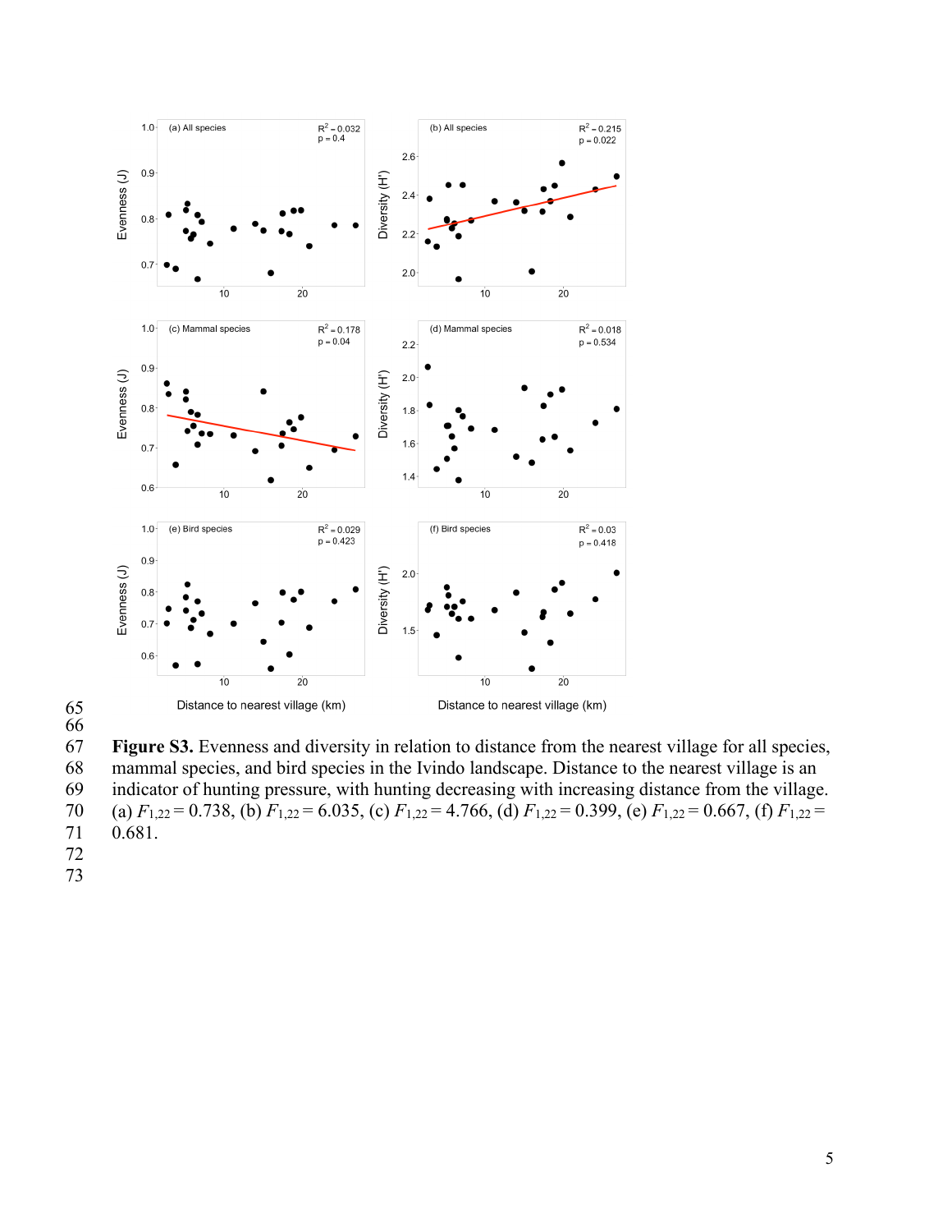**Figure S3.** Evenness and diversity in relation to distance from the nearest village for all species, mammal species, and bird species in the Ivindo landscape. Distance to the nearest village is an indicator of hunting pressure, with hunting decreasing with increasing distance from the village. (a) $F_{1,22} = 0.738$, (b) $F_{1,22} = 6.035$, (c) $F_{1,22} = 4.766$, (d) $F_{1,22} = 0.399$, (e) $F_{1,22} = 0.667$, (f) $F_{1,22} = 0.681$.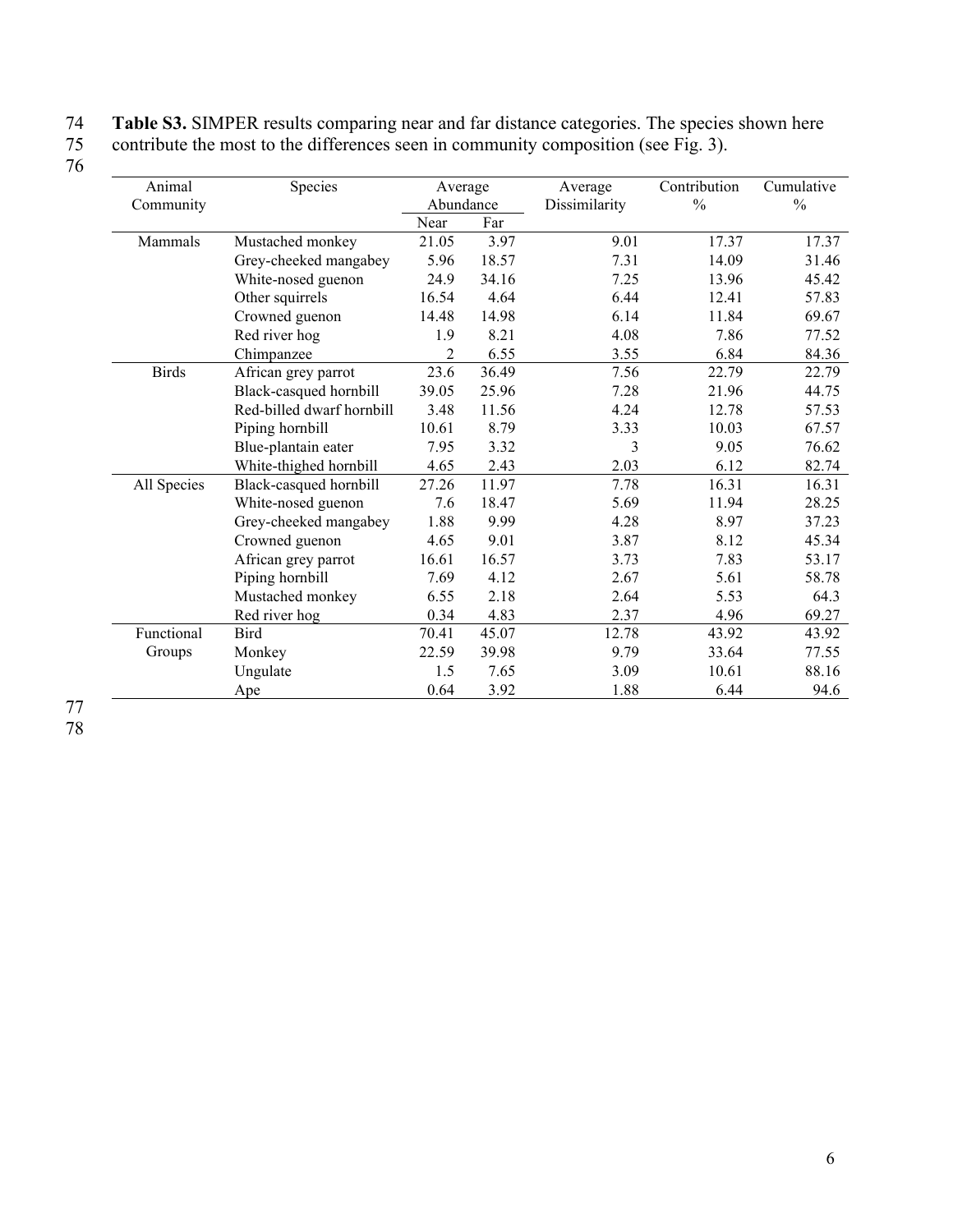**Table S3.** SIMPER results comparing near and far distance categories. The species shown here contribute the most to the differences seen in community composition (see Fig. 3).

| Animal Community | Species | Average Abundance | | Average Dissimilarity | Contribution % | Cumulative % |
|---|---|---|---|---|---|---|
| | | Near | Far | | | |
| Mammals | Mustached monkey | 21.05 | 3.97 | 9.01 | 17.37 | 17.37 |
| | Grey-cheeked mangabey | 5.96 | 18.57 | 7.31 | 14.09 | 31.46 |
| | White-nosed guenon | 24.9 | 34.16 | 7.25 | 13.96 | 45.42 |
| | Other squirrels | 16.54 | 4.64 | 6.44 | 12.41 | 57.83 |
| | Crowned guenon | 14.48 | 14.98 | 6.14 | 11.84 | 69.67 |
| | Red river hog | 1.9 | 8.21 | 4.08 | 7.86 | 77.52 |
| | Chimpanzee | 2 | 6.55 | 3.55 | 6.84 | 84.36 |
| Birds | African grey parrot | 23.6 | 36.49 | 7.56 | 22.79 | 22.79 |
| | Black-casqued hornbill | 39.05 | 25.96 | 7.28 | 21.96 | 44.75 |
| | Red-billed dwarf hornbill | 3.48 | 11.56 | 4.24 | 12.78 | 57.53 |
| | Piping hornbill | 10.61 | 8.79 | 3.33 | 10.03 | 67.57 |
| | Blue-plantain eater | 7.95 | 3.32 | 3 | 9.05 | 76.62 |
| | White-thighed hornbill | 4.65 | 2.43 | 2.03 | 6.12 | 82.74 |
| All Species | Black-casqued hornbill | 27.26 | 11.97 | 7.78 | 16.31 | 16.31 |
| | White-nosed guenon | 7.6 | 18.47 | 5.69 | 11.94 | 28.25 |
| | Grey-cheeked mangabey | 1.88 | 9.99 | 4.28 | 8.97 | 37.23 |
| | Crowned guenon | 4.65 | 9.01 | 3.87 | 8.12 | 45.34 |
| | African grey parrot | 16.61 | 16.57 | 3.73 | 7.83 | 53.17 |
| | Piping hornbill | 7.69 | 4.12 | 2.67 | 5.61 | 58.78 |
| | Mustached monkey | 6.55 | 2.18 | 2.64 | 5.53 | 64.3 |
| | Red river hog | 0.34 | 4.83 | 2.37 | 4.96 | 69.27 |
| Functional Groups | Bird | 70.41 | 45.07 | 12.78 | 43.92 | 43.92 |
| | Monkey | 22.59 | 39.98 | 9.79 | 33.64 | 77.55 |
| | Ungulate | 1.5 | 7.65 | 3.09 | 10.61 | 88.16 |
| | Ape | 0.64 | 3.92 | 1.88 | 6.44 | 94.6 |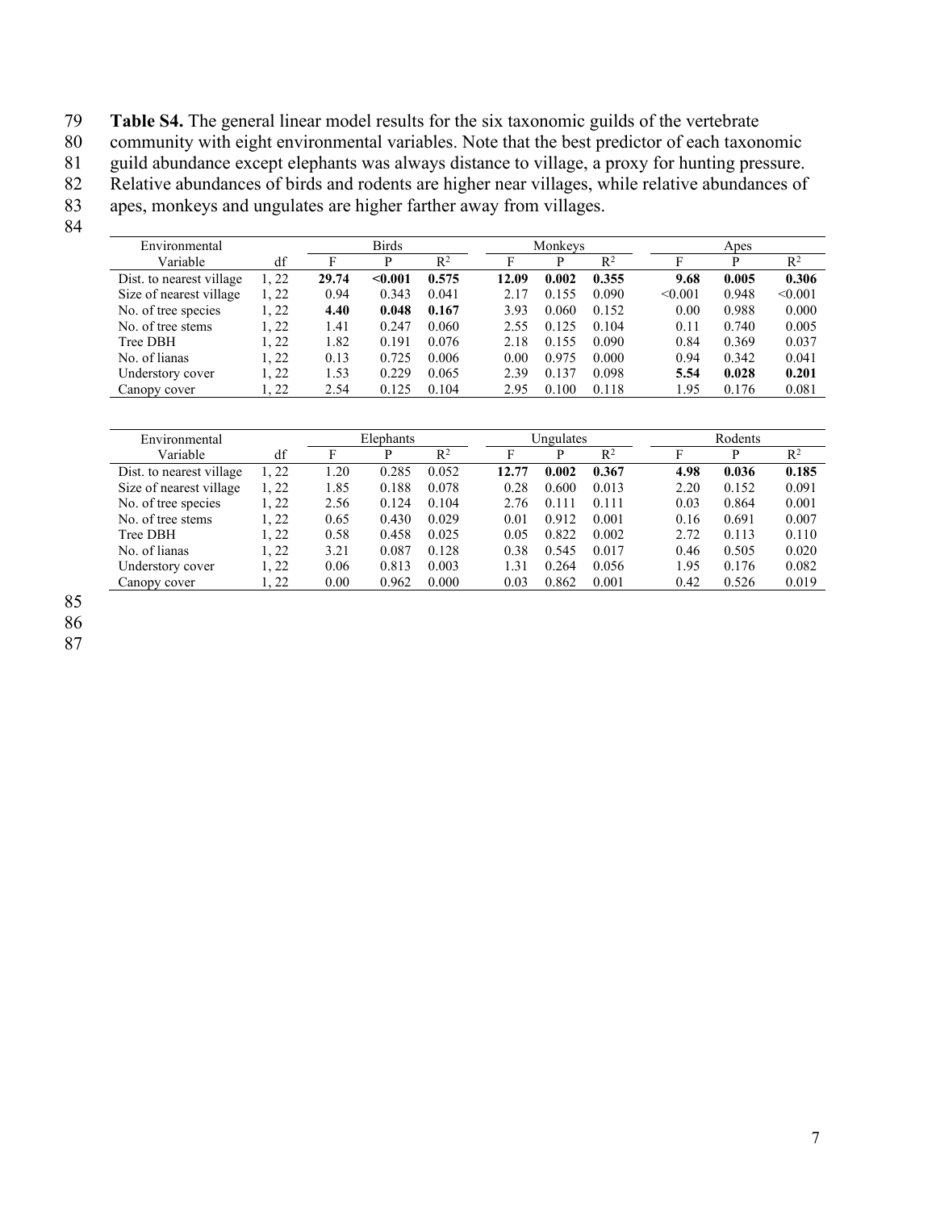**Table S4.** The general linear model results for the six taxonomic guilds of the vertebrate community with eight environmental variables. Note that the best predictor of each taxonomic guild abundance except elephants was always distance to village, a proxy for hunting pressure. Relative abundances of birds and rodents are higher near villages, while relative abundances of apes, monkeys and ungulates are higher farther away from villages.

| Environmental Variable | df | Birds | | | Monkeys | | | Apes | | |
|---|---|---|---|---|---|---|---|---|---|---|
| | | F | P | $R^2$ | F | P | $R^2$ | F | P | $R^2$ |
| Dist. to nearest village | 1, 22 | **29.74** | **<0.001** | **0.575** | **12.09** | **0.002** | **0.355** | **9.68** | **0.005** | **0.306** |
| Size of nearest village | 1, 22 | 0.94 | 0.343 | 0.041 | 2.17 | 0.155 | 0.090 | <0.001 | 0.948 | <0.001 |
| No. of tree species | 1, 22 | **4.40** | **0.048** | **0.167** | 3.93 | 0.060 | 0.152 | 0.00 | 0.988 | 0.000 |
| No. of tree stems | 1, 22 | 1.41 | 0.247 | 0.060 | 2.55 | 0.125 | 0.104 | 0.11 | 0.740 | 0.005 |
| Tree DBH | 1, 22 | 1.82 | 0.191 | 0.076 | 2.18 | 0.155 | 0.090 | 0.84 | 0.369 | 0.037 |
| No. of lianas | 1, 22 | 0.13 | 0.725 | 0.006 | 0.00 | 0.975 | 0.000 | 0.94 | 0.342 | 0.041 |
| Understory cover | 1, 22 | 1.53 | 0.229 | 0.065 | 2.39 | 0.137 | 0.098 | **5.54** | **0.028** | **0.201** |
| Canopy cover | 1, 22 | 2.54 | 0.125 | 0.104 | 2.95 | 0.100 | 0.118 | 1.95 | 0.176 | 0.081 |

| Environmental Variable | df | Elephants | | | Ungulates | | | Rodents | | |
|---|---|---|---|---|---|---|---|---|---|---|
| | | F | P | $R^2$ | F | P | $R^2$ | F | P | $R^2$ |
| Dist. to nearest village | 1, 22 | 1.20 | 0.285 | 0.052 | **12.77** | **0.002** | **0.367** | **4.98** | **0.036** | **0.185** |
| Size of nearest village | 1, 22 | 1.85 | 0.188 | 0.078 | 0.28 | 0.600 | 0.013 | 2.20 | 0.152 | 0.091 |
| No. of tree species | 1, 22 | 2.56 | 0.124 | 0.104 | 2.76 | 0.111 | 0.111 | 0.03 | 0.864 | 0.001 |
| No. of tree stems | 1, 22 | 0.65 | 0.430 | 0.029 | 0.01 | 0.912 | 0.001 | 0.16 | 0.691 | 0.007 |
| Tree DBH | 1, 22 | 0.58 | 0.458 | 0.025 | 0.05 | 0.822 | 0.002 | 2.72 | 0.113 | 0.110 |
| No. of lianas | 1, 22 | 3.21 | 0.087 | 0.128 | 0.38 | 0.545 | 0.017 | 0.46 | 0.505 | 0.020 |
| Understory cover | 1, 22 | 0.06 | 0.813 | 0.003 | 1.31 | 0.264 | 0.056 | 1.95 | 0.176 | 0.082 |
| Canopy cover | 1, 22 | 0.00 | 0.962 | 0.000 | 0.03 | 0.862 | 0.001 | 0.42 | 0.526 | 0.019 |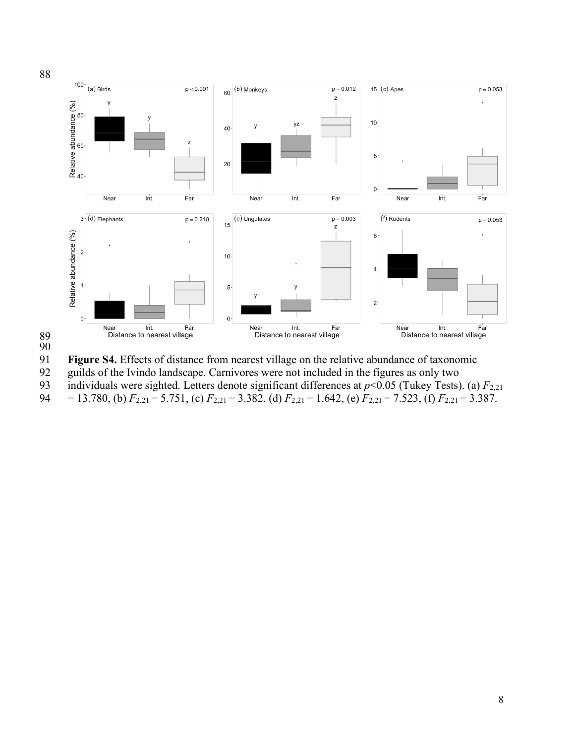(a) Birds p < 0.001

Relative abundance (%)

100, 80, 60, 40

y y z

Near Int. Far

(b) Monkeys p = 0.012

60, 40, 20

y yz z

Near Int. Far

(c) Apes p = 0.053

15, 10, 5, 0

Near Int. Far

(d) Elephants p = 0.218

Relative abundance (%)

3, 2, 1, 0

Near Int. Far

Distance to nearest village

(e) Ungulates p = 0.003

15, 10, 5, 0

y y z

Near Int. Far

Distance to nearest village

(f) Rodents p = 0.053

6, 4, 2

Near Int. Far

Distance to nearest village

**Figure S4.** Effects of distance from nearest village on the relative abundance of taxonomic guilds of the Ivindo landscape. Carnivores were not included in the figures as only two individuals were sighted. Letters denote significant differences at $p<0.05$ (Tukey Tests). (a) $F_{2,21} = 13.780$, (b) $F_{2,21} = 5.751$, (c) $F_{2,21} = 3.382$, (d) $F_{2,21} = 1.642$, (e) $F_{2,21} = 7.523$, (f) $F_{2,21} = 3.387$.